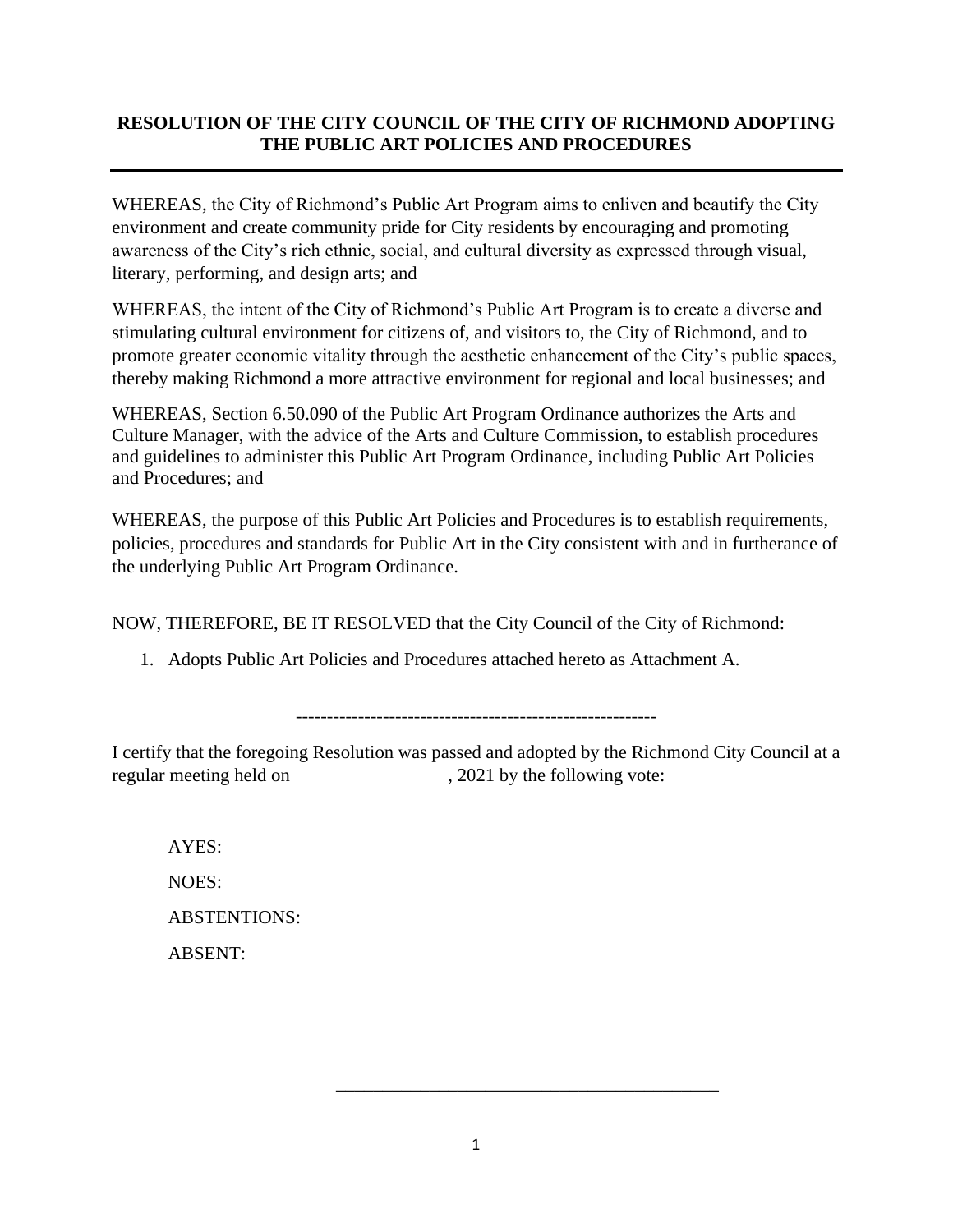# RESOLUTION OF THE CITY COUNCIL OF THE CITY OF RICHMOND ADOPTING THE PUBLIC ART POLICIES AND PROCEDURES

---

WHEREAS, the City of Richmond's Public Art Program aims to enliven and beautify the City environment and create community pride for City residents by encouraging and promoting awareness of the City's rich ethnic, social, and cultural diversity as expressed through visual, literary, performing, and design arts; and

WHEREAS, the intent of the City of Richmond's Public Art Program is to create a diverse and stimulating cultural environment for citizens of, and visitors to, the City of Richmond, and to promote greater economic vitality through the aesthetic enhancement of the City's public spaces, thereby making Richmond a more attractive environment for regional and local businesses; and

WHEREAS, Section 6.50.090 of the Public Art Program Ordinance authorizes the Arts and Culture Manager, with the advice of the Arts and Culture Commission, to establish procedures and guidelines to administer this Public Art Program Ordinance, including Public Art Policies and Procedures; and

WHEREAS, the purpose of this Public Art Policies and Procedures is to establish requirements, policies, procedures and standards for Public Art in the City consistent with and in furtherance of the underlying Public Art Program Ordinance.

NOW, THEREFORE, BE IT RESOLVED that the City Council of the City of Richmond:

1. Adopts Public Art Policies and Procedures attached hereto as Attachment A.

----------------------------------------------------------

I certify that the foregoing Resolution was passed and adopted by the Richmond City Council at a regular meeting held on ________________, 2021 by the following vote:

AYES:

NOES:

ABSTENTIONS:

ABSENT:

________________________________________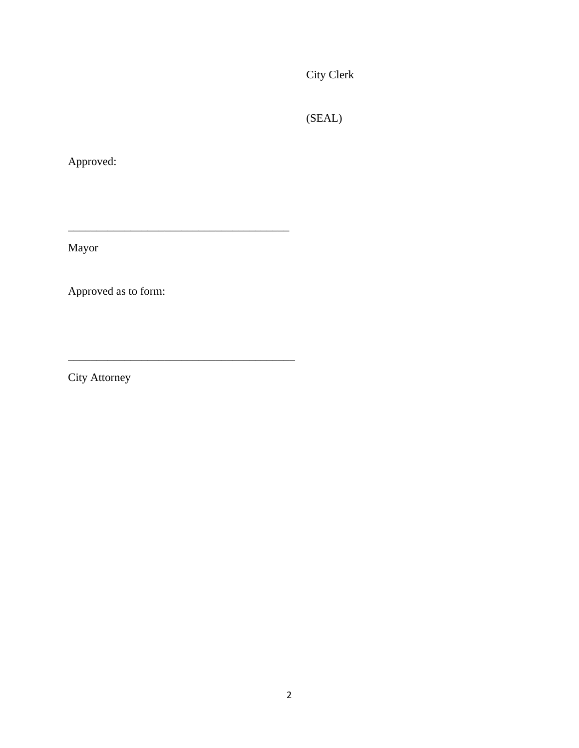City Clerk

(SEAL)

Approved:

\_\_\_\_\_\_\_\_\_\_\_\_\_\_\_\_\_\_\_\_\_\_\_\_\_\_\_\_\_\_\_\_\_\_\_\_\_\_\_\_

Mayor

Approved as to form:

\_\_\_\_\_\_\_\_\_\_\_\_\_\_\_\_\_\_\_\_\_\_\_\_\_\_\_\_\_\_\_\_\_\_\_\_\_\_\_\_

City Attorney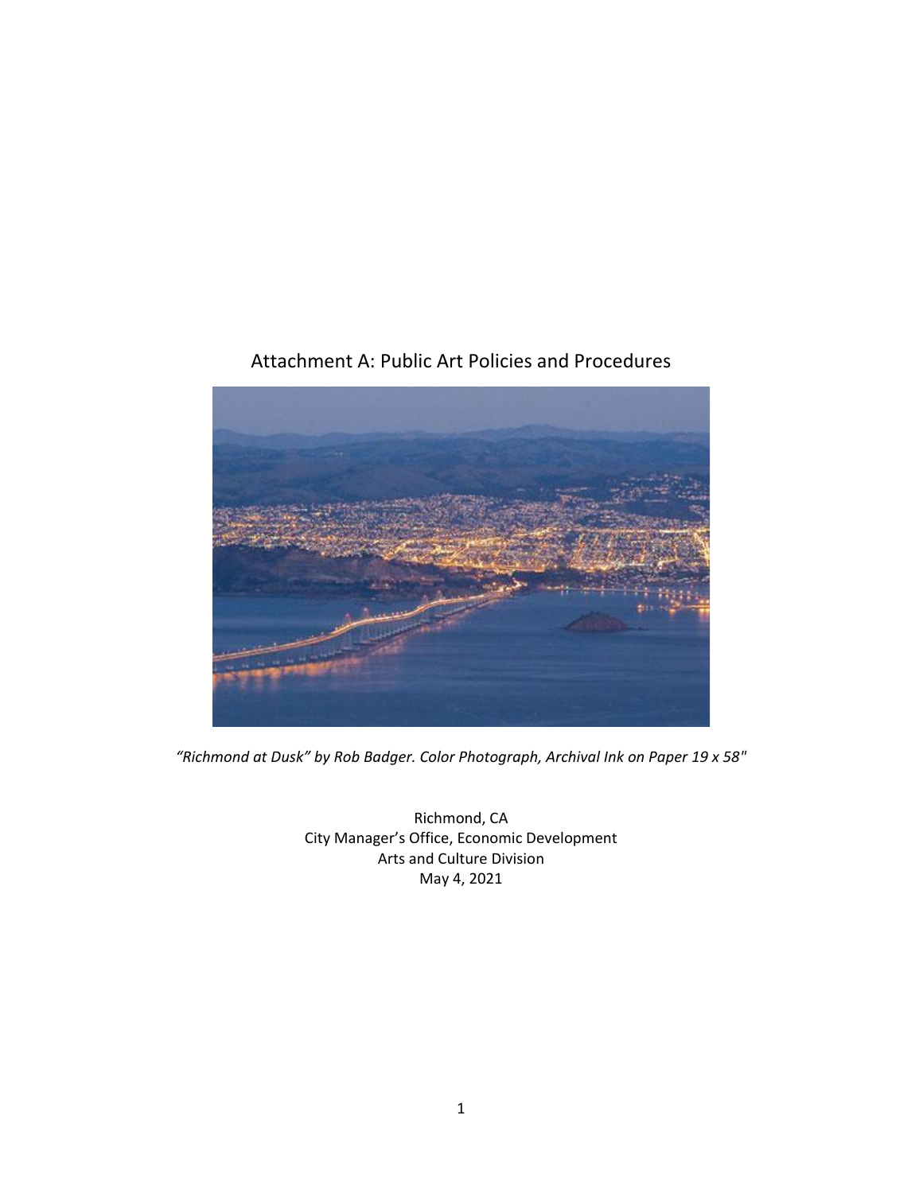# Attachment A: Public Art Policies and Procedures

*"Richmond at Dusk" by Rob Badger. Color Photograph, Archival Ink on Paper 19 x 58"*

Richmond, CA
City Manager's Office, Economic Development
Arts and Culture Division
May 4, 2021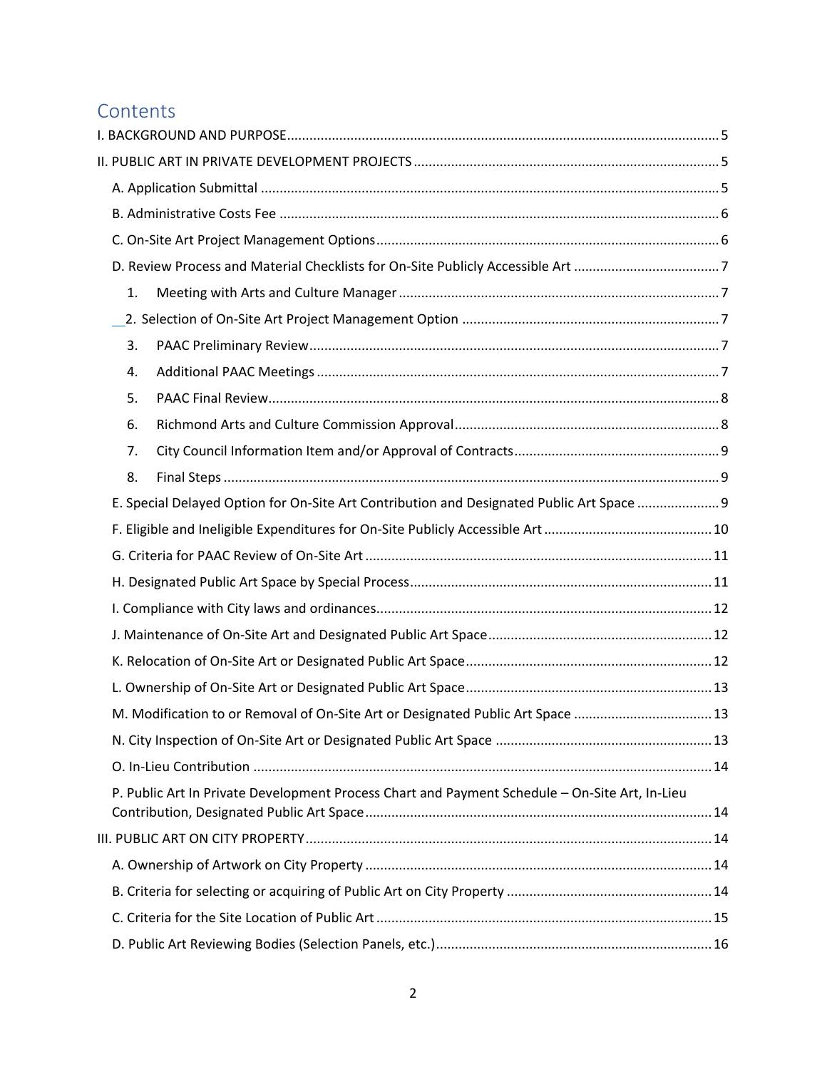# Contents

I. BACKGROUND AND PURPOSE .......... 5

II. PUBLIC ART IN PRIVATE DEVELOPMENT PROJECTS .......... 5

- A. Application Submittal .......... 5
- B. Administrative Costs Fee .......... 6
- C. On-Site Art Project Management Options .......... 6
- D. Review Process and Material Checklists for On-Site Publicly Accessible Art .......... 7
  1. Meeting with Arts and Culture Manager .......... 7
  2. Selection of On-Site Art Project Management Option .......... 7
  3. PAAC Preliminary Review .......... 7
  4. Additional PAAC Meetings .......... 7
  5. PAAC Final Review .......... 8
  6. Richmond Arts and Culture Commission Approval .......... 8
  7. City Council Information Item and/or Approval of Contracts .......... 9
  8. Final Steps .......... 9
- E. Special Delayed Option for On-Site Art Contribution and Designated Public Art Space .......... 9
- F. Eligible and Ineligible Expenditures for On-Site Publicly Accessible Art .......... 10
- G. Criteria for PAAC Review of On-Site Art .......... 11
- H. Designated Public Art Space by Special Process .......... 11
- I. Compliance with City laws and ordinances .......... 12
- J. Maintenance of On-Site Art and Designated Public Art Space .......... 12
- K. Relocation of On-Site Art or Designated Public Art Space .......... 12
- L. Ownership of On-Site Art or Designated Public Art Space .......... 13
- M. Modification to or Removal of On-Site Art or Designated Public Art Space .......... 13
- N. City Inspection of On-Site Art or Designated Public Art Space .......... 13
- O. In-Lieu Contribution .......... 14
- P. Public Art In Private Development Process Chart and Payment Schedule – On-Site Art, In-Lieu Contribution, Designated Public Art Space .......... 14

III. PUBLIC ART ON CITY PROPERTY .......... 14

- A. Ownership of Artwork on City Property .......... 14
- B. Criteria for selecting or acquiring of Public Art on City Property .......... 14
- C. Criteria for the Site Location of Public Art .......... 15
- D. Public Art Reviewing Bodies (Selection Panels, etc.) .......... 16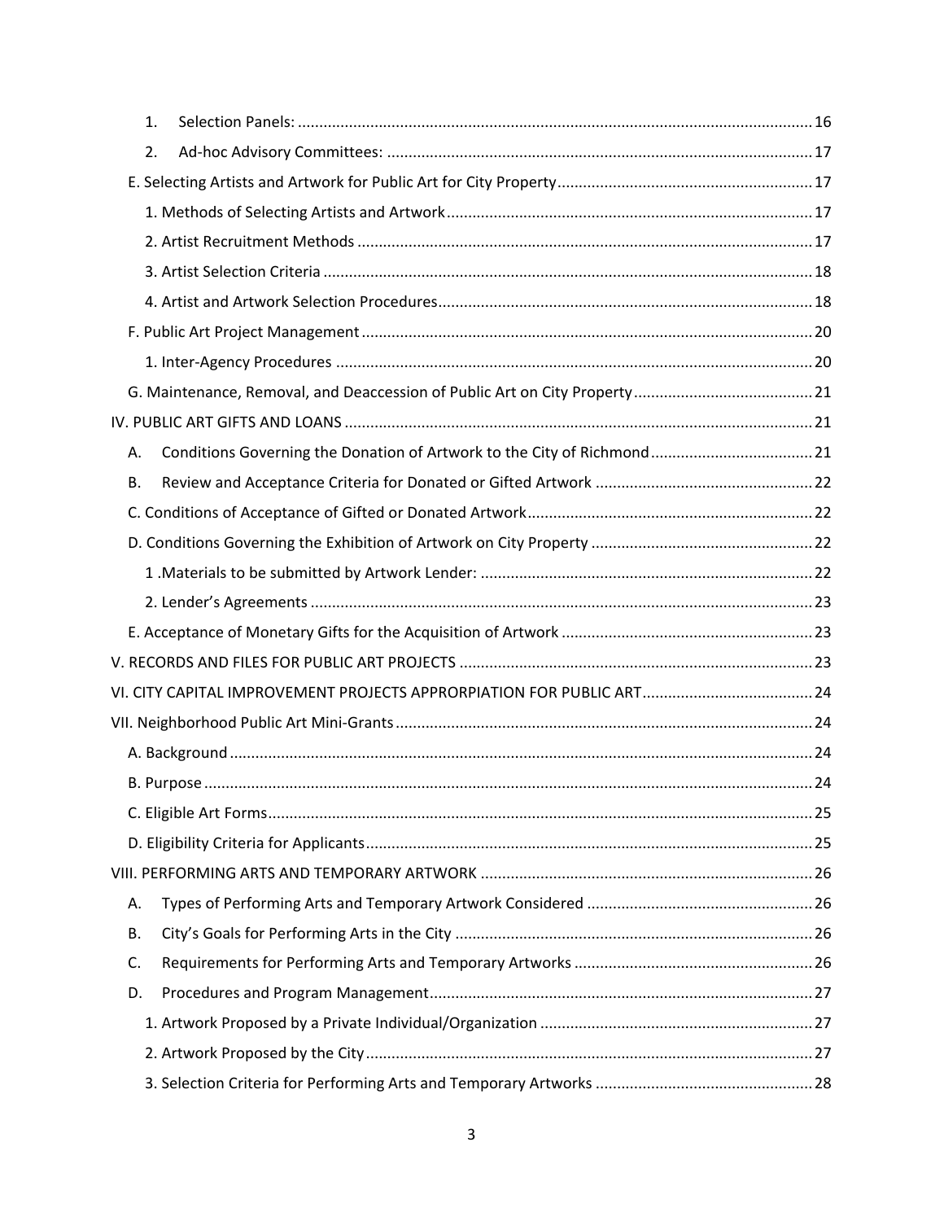1. Selection Panels: ........................................................................................................................ 16

2. Ad-hoc Advisory Committees: ................................................................................................... 17

E. Selecting Artists and Artwork for Public Art for City Property ........................................................... 17

1. Methods of Selecting Artists and Artwork ..................................................................................... 17

2. Artist Recruitment Methods .......................................................................................................... 17

3. Artist Selection Criteria .................................................................................................................. 18

4. Artist and Artwork Selection Procedures ....................................................................................... 18

F. Public Art Project Management ......................................................................................................... 20

1. Inter-Agency Procedures ............................................................................................................... 20

G. Maintenance, Removal, and Deaccession of Public Art on City Property .......................................... 21

IV. PUBLIC ART GIFTS AND LOANS ............................................................................................................. 21

A. Conditions Governing the Donation of Artwork to the City of Richmond ...................................... 21

B. Review and Acceptance Criteria for Donated or Gifted Artwork ................................................... 22

C. Conditions of Acceptance of Gifted or Donated Artwork .................................................................. 22

D. Conditions Governing the Exhibition of Artwork on City Property .................................................... 22

1 .Materials to be submitted by Artwork Lender: ............................................................................. 22

2. Lender's Agreements ..................................................................................................................... 23

E. Acceptance of Monetary Gifts for the Acquisition of Artwork ........................................................... 23

V. RECORDS AND FILES FOR PUBLIC ART PROJECTS .................................................................................. 23

VI. CITY CAPITAL IMPROVEMENT PROJECTS APPRORPIATION FOR PUBLIC ART ........................................ 24

VII. Neighborhood Public Art Mini-Grants ................................................................................................. 24

A. Background ........................................................................................................................................ 24

B. Purpose .............................................................................................................................................. 24

C. Eligible Art Forms ............................................................................................................................... 25

D. Eligibility Criteria for Applicants ......................................................................................................... 25

VIII. PERFORMING ARTS AND TEMPORARY ARTWORK .............................................................................. 26

A. Types of Performing Arts and Temporary Artwork Considered ..................................................... 26

B. City's Goals for Performing Arts in the City ................................................................................... 26

C. Requirements for Performing Arts and Temporary Artworks ........................................................ 26

D. Procedures and Program Management ......................................................................................... 27

1. Artwork Proposed by a Private Individual/Organization ................................................................ 27

2. Artwork Proposed by the City ......................................................................................................... 27

3. Selection Criteria for Performing Arts and Temporary Artworks ................................................... 28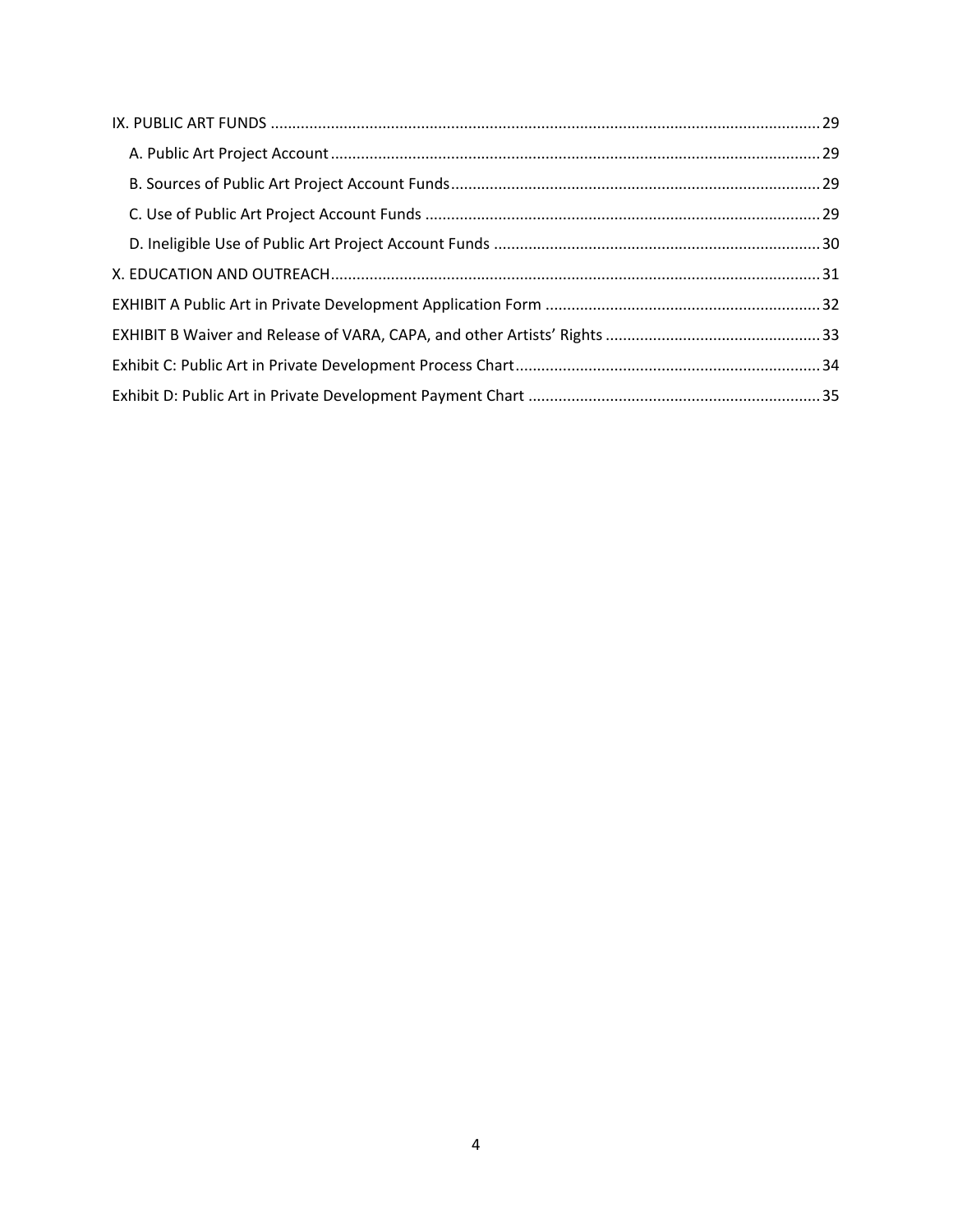IX. PUBLIC ART FUNDS ....... 29

- A. Public Art Project Account ....... 29
- B. Sources of Public Art Project Account Funds ....... 29
- C. Use of Public Art Project Account Funds ....... 29
- D. Ineligible Use of Public Art Project Account Funds ....... 30

X. EDUCATION AND OUTREACH ....... 31

EXHIBIT A Public Art in Private Development Application Form ....... 32

EXHIBIT B Waiver and Release of VARA, CAPA, and other Artists' Rights ....... 33

Exhibit C: Public Art in Private Development Process Chart ....... 34

Exhibit D: Public Art in Private Development Payment Chart ....... 35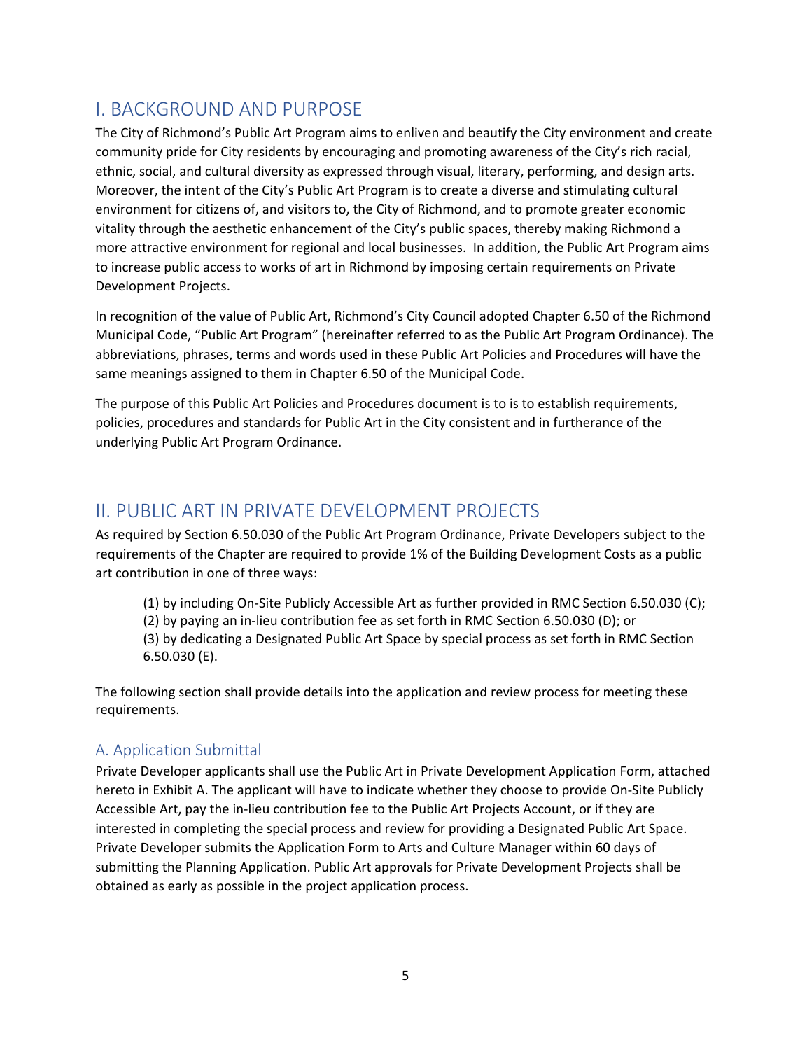## I. BACKGROUND AND PURPOSE

The City of Richmond's Public Art Program aims to enliven and beautify the City environment and create community pride for City residents by encouraging and promoting awareness of the City's rich racial, ethnic, social, and cultural diversity as expressed through visual, literary, performing, and design arts. Moreover, the intent of the City's Public Art Program is to create a diverse and stimulating cultural environment for citizens of, and visitors to, the City of Richmond, and to promote greater economic vitality through the aesthetic enhancement of the City's public spaces, thereby making Richmond a more attractive environment for regional and local businesses. In addition, the Public Art Program aims to increase public access to works of art in Richmond by imposing certain requirements on Private Development Projects.

In recognition of the value of Public Art, Richmond's City Council adopted Chapter 6.50 of the Richmond Municipal Code, "Public Art Program" (hereinafter referred to as the Public Art Program Ordinance). The abbreviations, phrases, terms and words used in these Public Art Policies and Procedures will have the same meanings assigned to them in Chapter 6.50 of the Municipal Code.

The purpose of this Public Art Policies and Procedures document is to is to establish requirements, policies, procedures and standards for Public Art in the City consistent and in furtherance of the underlying Public Art Program Ordinance.

## II. PUBLIC ART IN PRIVATE DEVELOPMENT PROJECTS

As required by Section 6.50.030 of the Public Art Program Ordinance, Private Developers subject to the requirements of the Chapter are required to provide 1% of the Building Development Costs as a public art contribution in one of three ways:

(1) by including On-Site Publicly Accessible Art as further provided in RMC Section 6.50.030 (C);
(2) by paying an in-lieu contribution fee as set forth in RMC Section 6.50.030 (D); or
(3) by dedicating a Designated Public Art Space by special process as set forth in RMC Section 6.50.030 (E).

The following section shall provide details into the application and review process for meeting these requirements.

### A. Application Submittal

Private Developer applicants shall use the Public Art in Private Development Application Form, attached hereto in Exhibit A. The applicant will have to indicate whether they choose to provide On-Site Publicly Accessible Art, pay the in-lieu contribution fee to the Public Art Projects Account, or if they are interested in completing the special process and review for providing a Designated Public Art Space. Private Developer submits the Application Form to Arts and Culture Manager within 60 days of submitting the Planning Application. Public Art approvals for Private Development Projects shall be obtained as early as possible in the project application process.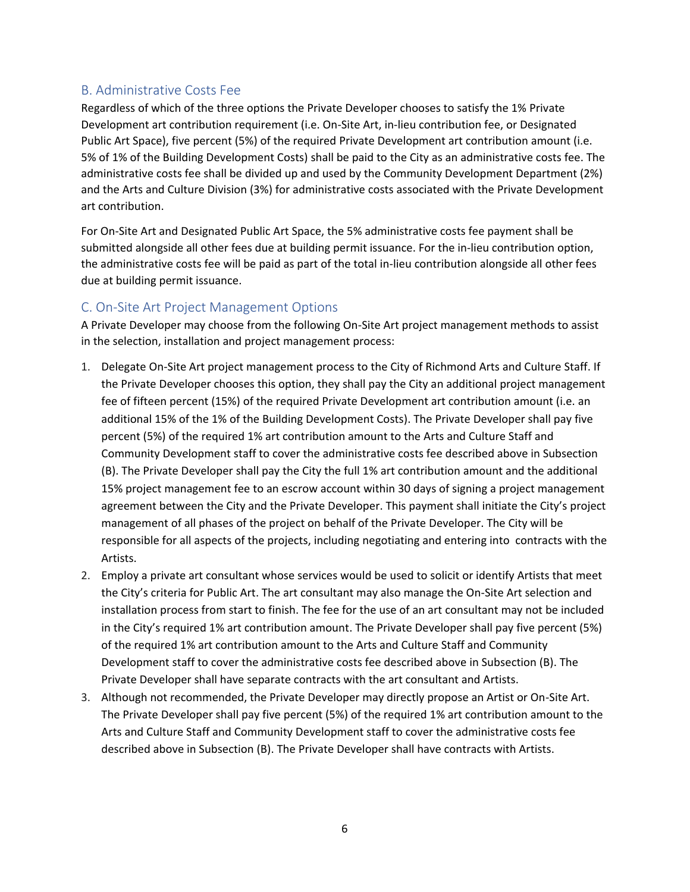## B. Administrative Costs Fee

Regardless of which of the three options the Private Developer chooses to satisfy the 1% Private Development art contribution requirement (i.e. On-Site Art, in-lieu contribution fee, or Designated Public Art Space), five percent (5%) of the required Private Development art contribution amount (i.e. 5% of 1% of the Building Development Costs) shall be paid to the City as an administrative costs fee. The administrative costs fee shall be divided up and used by the Community Development Department (2%) and the Arts and Culture Division (3%) for administrative costs associated with the Private Development art contribution.

For On-Site Art and Designated Public Art Space, the 5% administrative costs fee payment shall be submitted alongside all other fees due at building permit issuance. For the in-lieu contribution option, the administrative costs fee will be paid as part of the total in-lieu contribution alongside all other fees due at building permit issuance.

## C. On-Site Art Project Management Options

A Private Developer may choose from the following On-Site Art project management methods to assist in the selection, installation and project management process:

1. Delegate On-Site Art project management process to the City of Richmond Arts and Culture Staff. If the Private Developer chooses this option, they shall pay the City an additional project management fee of fifteen percent (15%) of the required Private Development art contribution amount (i.e. an additional 15% of the 1% of the Building Development Costs). The Private Developer shall pay five percent (5%) of the required 1% art contribution amount to the Arts and Culture Staff and Community Development staff to cover the administrative costs fee described above in Subsection (B). The Private Developer shall pay the City the full 1% art contribution amount and the additional 15% project management fee to an escrow account within 30 days of signing a project management agreement between the City and the Private Developer. This payment shall initiate the City's project management of all phases of the project on behalf of the Private Developer. The City will be responsible for all aspects of the projects, including negotiating and entering into contracts with the Artists.
2. Employ a private art consultant whose services would be used to solicit or identify Artists that meet the City's criteria for Public Art. The art consultant may also manage the On-Site Art selection and installation process from start to finish. The fee for the use of an art consultant may not be included in the City's required 1% art contribution amount. The Private Developer shall pay five percent (5%) of the required 1% art contribution amount to the Arts and Culture Staff and Community Development staff to cover the administrative costs fee described above in Subsection (B). The Private Developer shall have separate contracts with the art consultant and Artists.
3. Although not recommended, the Private Developer may directly propose an Artist or On-Site Art. The Private Developer shall pay five percent (5%) of the required 1% art contribution amount to the Arts and Culture Staff and Community Development staff to cover the administrative costs fee described above in Subsection (B). The Private Developer shall have contracts with Artists.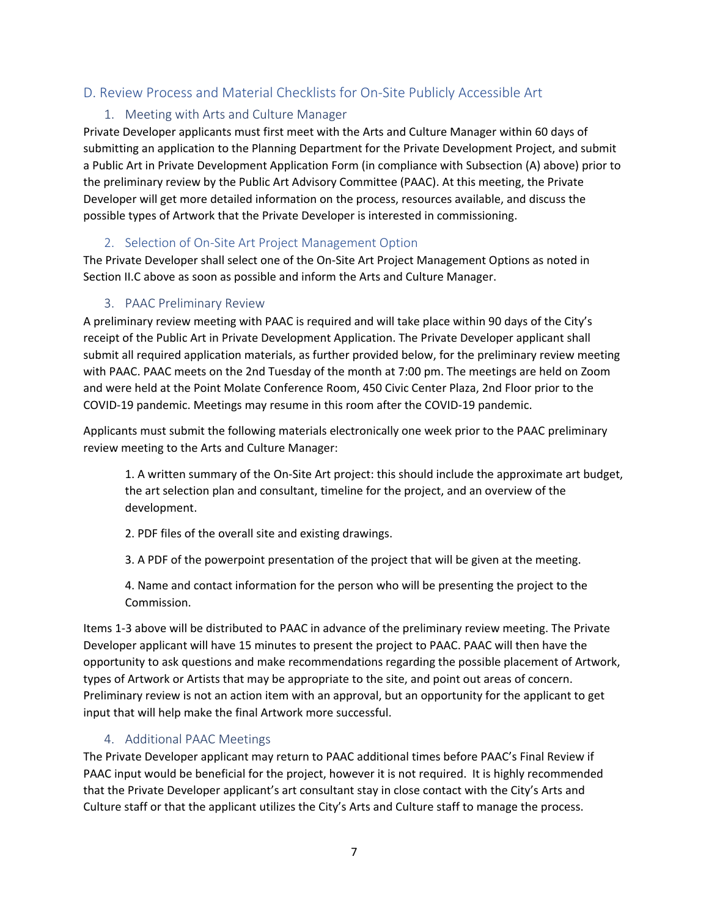## D. Review Process and Material Checklists for On-Site Publicly Accessible Art

### 1. Meeting with Arts and Culture Manager

Private Developer applicants must first meet with the Arts and Culture Manager within 60 days of submitting an application to the Planning Department for the Private Development Project, and submit a Public Art in Private Development Application Form (in compliance with Subsection (A) above) prior to the preliminary review by the Public Art Advisory Committee (PAAC). At this meeting, the Private Developer will get more detailed information on the process, resources available, and discuss the possible types of Artwork that the Private Developer is interested in commissioning.

### 2. Selection of On-Site Art Project Management Option

The Private Developer shall select one of the On-Site Art Project Management Options as noted in Section II.C above as soon as possible and inform the Arts and Culture Manager.

### 3. PAAC Preliminary Review

A preliminary review meeting with PAAC is required and will take place within 90 days of the City's receipt of the Public Art in Private Development Application. The Private Developer applicant shall submit all required application materials, as further provided below, for the preliminary review meeting with PAAC. PAAC meets on the 2nd Tuesday of the month at 7:00 pm. The meetings are held on Zoom and were held at the Point Molate Conference Room, 450 Civic Center Plaza, 2nd Floor prior to the COVID-19 pandemic. Meetings may resume in this room after the COVID-19 pandemic.

Applicants must submit the following materials electronically one week prior to the PAAC preliminary review meeting to the Arts and Culture Manager:

1. A written summary of the On-Site Art project: this should include the approximate art budget, the art selection plan and consultant, timeline for the project, and an overview of the development.

2. PDF files of the overall site and existing drawings.

3. A PDF of the powerpoint presentation of the project that will be given at the meeting.

4. Name and contact information for the person who will be presenting the project to the Commission.

Items 1-3 above will be distributed to PAAC in advance of the preliminary review meeting. The Private Developer applicant will have 15 minutes to present the project to PAAC. PAAC will then have the opportunity to ask questions and make recommendations regarding the possible placement of Artwork, types of Artwork or Artists that may be appropriate to the site, and point out areas of concern. Preliminary review is not an action item with an approval, but an opportunity for the applicant to get input that will help make the final Artwork more successful.

### 4. Additional PAAC Meetings

The Private Developer applicant may return to PAAC additional times before PAAC's Final Review if PAAC input would be beneficial for the project, however it is not required. It is highly recommended that the Private Developer applicant's art consultant stay in close contact with the City's Arts and Culture staff or that the applicant utilizes the City's Arts and Culture staff to manage the process.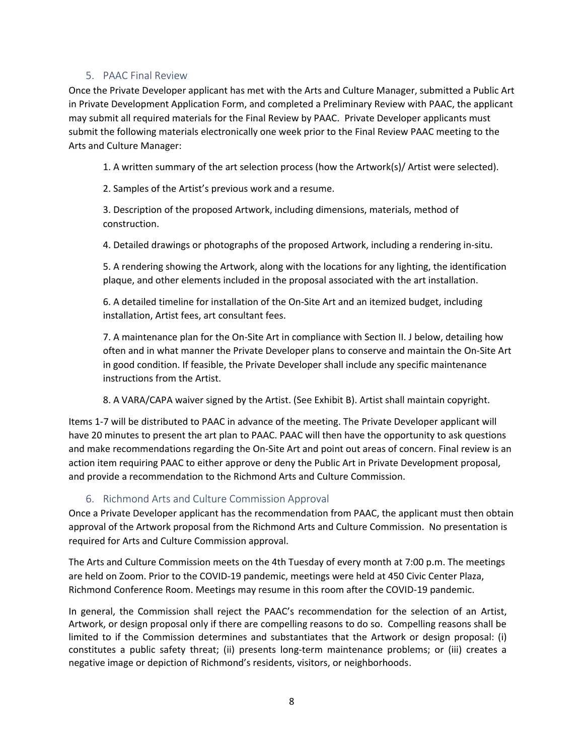### 5. PAAC Final Review

Once the Private Developer applicant has met with the Arts and Culture Manager, submitted a Public Art in Private Development Application Form, and completed a Preliminary Review with PAAC, the applicant may submit all required materials for the Final Review by PAAC. Private Developer applicants must submit the following materials electronically one week prior to the Final Review PAAC meeting to the Arts and Culture Manager:

1. A written summary of the art selection process (how the Artwork(s)/ Artist were selected).

2. Samples of the Artist's previous work and a resume.

3. Description of the proposed Artwork, including dimensions, materials, method of construction.

4. Detailed drawings or photographs of the proposed Artwork, including a rendering in-situ.

5. A rendering showing the Artwork, along with the locations for any lighting, the identification plaque, and other elements included in the proposal associated with the art installation.

6. A detailed timeline for installation of the On-Site Art and an itemized budget, including installation, Artist fees, art consultant fees.

7. A maintenance plan for the On-Site Art in compliance with Section II. J below, detailing how often and in what manner the Private Developer plans to conserve and maintain the On-Site Art in good condition. If feasible, the Private Developer shall include any specific maintenance instructions from the Artist.

8. A VARA/CAPA waiver signed by the Artist. (See Exhibit B). Artist shall maintain copyright.

Items 1-7 will be distributed to PAAC in advance of the meeting. The Private Developer applicant will have 20 minutes to present the art plan to PAAC. PAAC will then have the opportunity to ask questions and make recommendations regarding the On-Site Art and point out areas of concern. Final review is an action item requiring PAAC to either approve or deny the Public Art in Private Development proposal, and provide a recommendation to the Richmond Arts and Culture Commission.

### 6. Richmond Arts and Culture Commission Approval

Once a Private Developer applicant has the recommendation from PAAC, the applicant must then obtain approval of the Artwork proposal from the Richmond Arts and Culture Commission. No presentation is required for Arts and Culture Commission approval.

The Arts and Culture Commission meets on the 4th Tuesday of every month at 7:00 p.m. The meetings are held on Zoom. Prior to the COVID-19 pandemic, meetings were held at 450 Civic Center Plaza, Richmond Conference Room. Meetings may resume in this room after the COVID-19 pandemic.

In general, the Commission shall reject the PAAC's recommendation for the selection of an Artist, Artwork, or design proposal only if there are compelling reasons to do so. Compelling reasons shall be limited to if the Commission determines and substantiates that the Artwork or design proposal: (i) constitutes a public safety threat; (ii) presents long-term maintenance problems; or (iii) creates a negative image or depiction of Richmond's residents, visitors, or neighborhoods.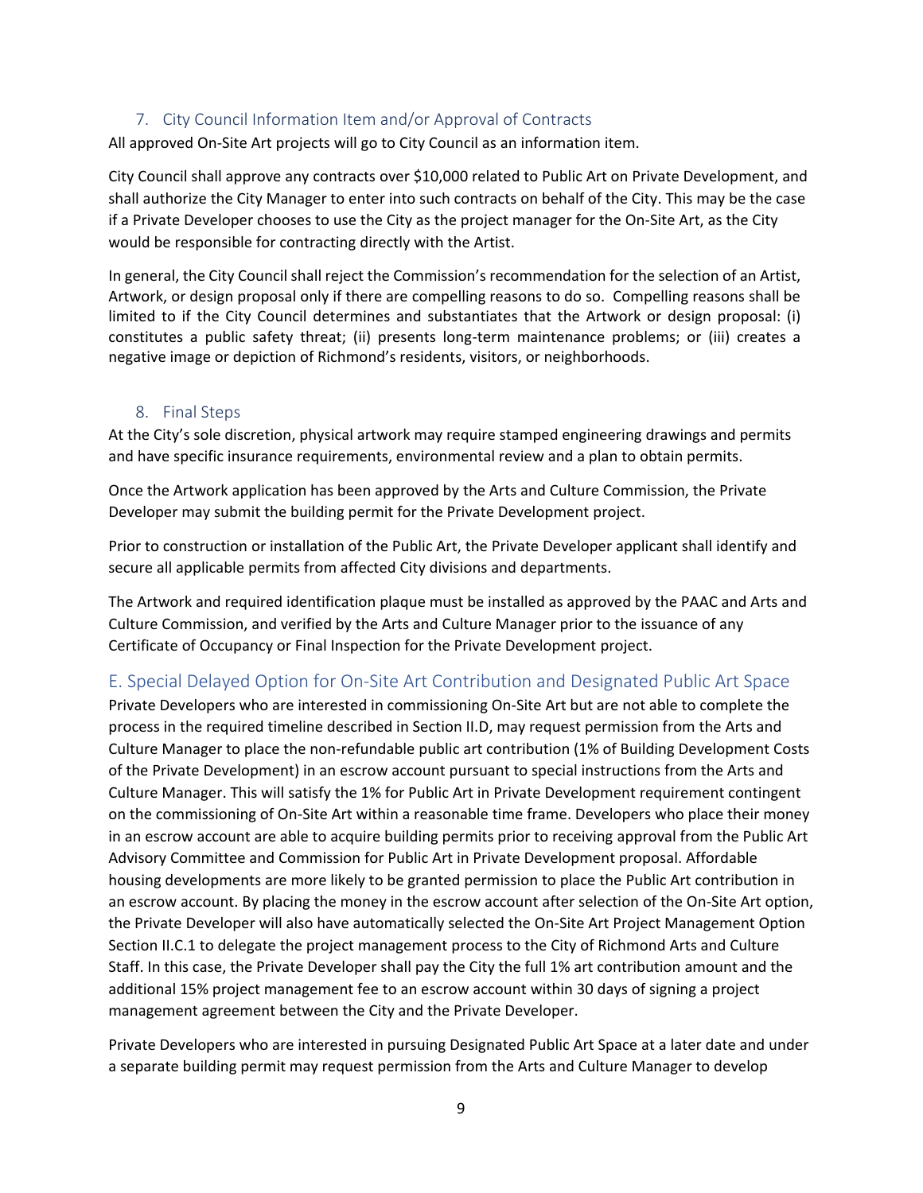### 7. City Council Information Item and/or Approval of Contracts

All approved On-Site Art projects will go to City Council as an information item.

City Council shall approve any contracts over $10,000 related to Public Art on Private Development, and shall authorize the City Manager to enter into such contracts on behalf of the City. This may be the case if a Private Developer chooses to use the City as the project manager for the On-Site Art, as the City would be responsible for contracting directly with the Artist.

In general, the City Council shall reject the Commission's recommendation for the selection of an Artist, Artwork, or design proposal only if there are compelling reasons to do so. Compelling reasons shall be limited to if the City Council determines and substantiates that the Artwork or design proposal: (i) constitutes a public safety threat; (ii) presents long-term maintenance problems; or (iii) creates a negative image or depiction of Richmond's residents, visitors, or neighborhoods.

### 8. Final Steps

At the City's sole discretion, physical artwork may require stamped engineering drawings and permits and have specific insurance requirements, environmental review and a plan to obtain permits.

Once the Artwork application has been approved by the Arts and Culture Commission, the Private Developer may submit the building permit for the Private Development project.

Prior to construction or installation of the Public Art, the Private Developer applicant shall identify and secure all applicable permits from affected City divisions and departments.

The Artwork and required identification plaque must be installed as approved by the PAAC and Arts and Culture Commission, and verified by the Arts and Culture Manager prior to the issuance of any Certificate of Occupancy or Final Inspection for the Private Development project.

## E. Special Delayed Option for On-Site Art Contribution and Designated Public Art Space

Private Developers who are interested in commissioning On-Site Art but are not able to complete the process in the required timeline described in Section II.D, may request permission from the Arts and Culture Manager to place the non-refundable public art contribution (1% of Building Development Costs of the Private Development) in an escrow account pursuant to special instructions from the Arts and Culture Manager. This will satisfy the 1% for Public Art in Private Development requirement contingent on the commissioning of On-Site Art within a reasonable time frame. Developers who place their money in an escrow account are able to acquire building permits prior to receiving approval from the Public Art Advisory Committee and Commission for Public Art in Private Development proposal. Affordable housing developments are more likely to be granted permission to place the Public Art contribution in an escrow account. By placing the money in the escrow account after selection of the On-Site Art option, the Private Developer will also have automatically selected the On-Site Art Project Management Option Section II.C.1 to delegate the project management process to the City of Richmond Arts and Culture Staff. In this case, the Private Developer shall pay the City the full 1% art contribution amount and the additional 15% project management fee to an escrow account within 30 days of signing a project management agreement between the City and the Private Developer.

Private Developers who are interested in pursuing Designated Public Art Space at a later date and under a separate building permit may request permission from the Arts and Culture Manager to develop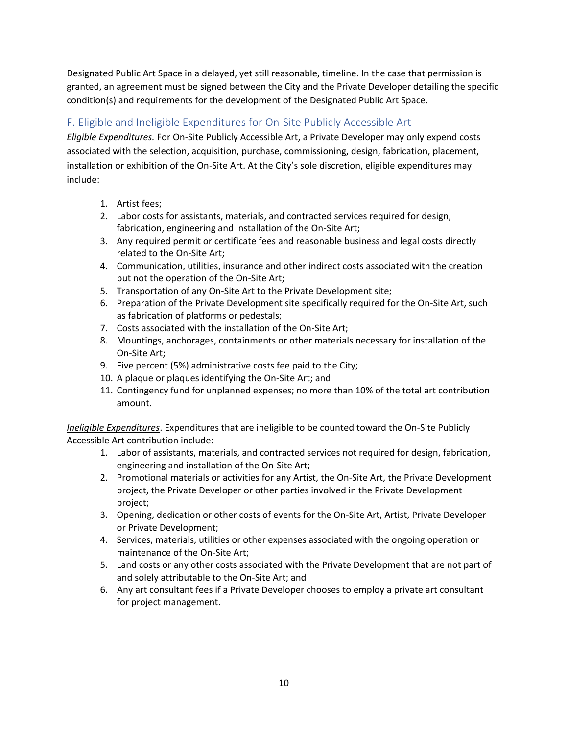Designated Public Art Space in a delayed, yet still reasonable, timeline. In the case that permission is granted, an agreement must be signed between the City and the Private Developer detailing the specific condition(s) and requirements for the development of the Designated Public Art Space.

## F. Eligible and Ineligible Expenditures for On-Site Publicly Accessible Art

***Eligible Expenditures.*** For On-Site Publicly Accessible Art, a Private Developer may only expend costs associated with the selection, acquisition, purchase, commissioning, design, fabrication, placement, installation or exhibition of the On-Site Art. At the City's sole discretion, eligible expenditures may include:

1. Artist fees;
2. Labor costs for assistants, materials, and contracted services required for design, fabrication, engineering and installation of the On-Site Art;
3. Any required permit or certificate fees and reasonable business and legal costs directly related to the On-Site Art;
4. Communication, utilities, insurance and other indirect costs associated with the creation but not the operation of the On-Site Art;
5. Transportation of any On-Site Art to the Private Development site;
6. Preparation of the Private Development site specifically required for the On-Site Art, such as fabrication of platforms or pedestals;
7. Costs associated with the installation of the On-Site Art;
8. Mountings, anchorages, containments or other materials necessary for installation of the On-Site Art;
9. Five percent (5%) administrative costs fee paid to the City;
10. A plaque or plaques identifying the On-Site Art; and
11. Contingency fund for unplanned expenses; no more than 10% of the total art contribution amount.

***Ineligible Expenditures***. Expenditures that are ineligible to be counted toward the On-Site Publicly Accessible Art contribution include:

1. Labor of assistants, materials, and contracted services not required for design, fabrication, engineering and installation of the On-Site Art;
2. Promotional materials or activities for any Artist, the On-Site Art, the Private Development project, the Private Developer or other parties involved in the Private Development project;
3. Opening, dedication or other costs of events for the On-Site Art, Artist, Private Developer or Private Development;
4. Services, materials, utilities or other expenses associated with the ongoing operation or maintenance of the On-Site Art;
5. Land costs or any other costs associated with the Private Development that are not part of and solely attributable to the On-Site Art; and
6. Any art consultant fees if a Private Developer chooses to employ a private art consultant for project management.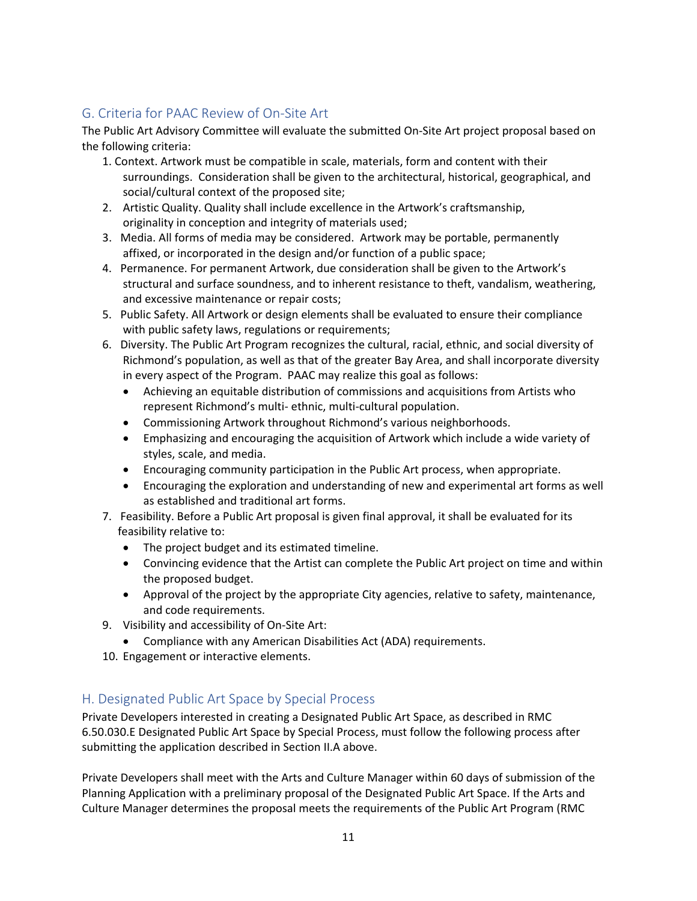## G. Criteria for PAAC Review of On-Site Art

The Public Art Advisory Committee will evaluate the submitted On-Site Art project proposal based on the following criteria:

1. Context. Artwork must be compatible in scale, materials, form and content with their surroundings. Consideration shall be given to the architectural, historical, geographical, and social/cultural context of the proposed site;
2. Artistic Quality. Quality shall include excellence in the Artwork's craftsmanship, originality in conception and integrity of materials used;
3. Media. All forms of media may be considered. Artwork may be portable, permanently affixed, or incorporated in the design and/or function of a public space;
4. Permanence. For permanent Artwork, due consideration shall be given to the Artwork's structural and surface soundness, and to inherent resistance to theft, vandalism, weathering, and excessive maintenance or repair costs;
5. Public Safety. All Artwork or design elements shall be evaluated to ensure their compliance with public safety laws, regulations or requirements;
6. Diversity. The Public Art Program recognizes the cultural, racial, ethnic, and social diversity of Richmond's population, as well as that of the greater Bay Area, and shall incorporate diversity in every aspect of the Program. PAAC may realize this goal as follows:
   - Achieving an equitable distribution of commissions and acquisitions from Artists who represent Richmond's multi- ethnic, multi-cultural population.
   - Commissioning Artwork throughout Richmond's various neighborhoods.
   - Emphasizing and encouraging the acquisition of Artwork which include a wide variety of styles, scale, and media.
   - Encouraging community participation in the Public Art process, when appropriate.
   - Encouraging the exploration and understanding of new and experimental art forms as well as established and traditional art forms.
7. Feasibility. Before a Public Art proposal is given final approval, it shall be evaluated for its feasibility relative to:
   - The project budget and its estimated timeline.
   - Convincing evidence that the Artist can complete the Public Art project on time and within the proposed budget.
   - Approval of the project by the appropriate City agencies, relative to safety, maintenance, and code requirements.

9. Visibility and accessibility of On-Site Art:
   - Compliance with any American Disabilities Act (ADA) requirements.
10. Engagement or interactive elements.

## H. Designated Public Art Space by Special Process

Private Developers interested in creating a Designated Public Art Space, as described in RMC 6.50.030.E Designated Public Art Space by Special Process, must follow the following process after submitting the application described in Section II.A above.

Private Developers shall meet with the Arts and Culture Manager within 60 days of submission of the Planning Application with a preliminary proposal of the Designated Public Art Space. If the Arts and Culture Manager determines the proposal meets the requirements of the Public Art Program (RMC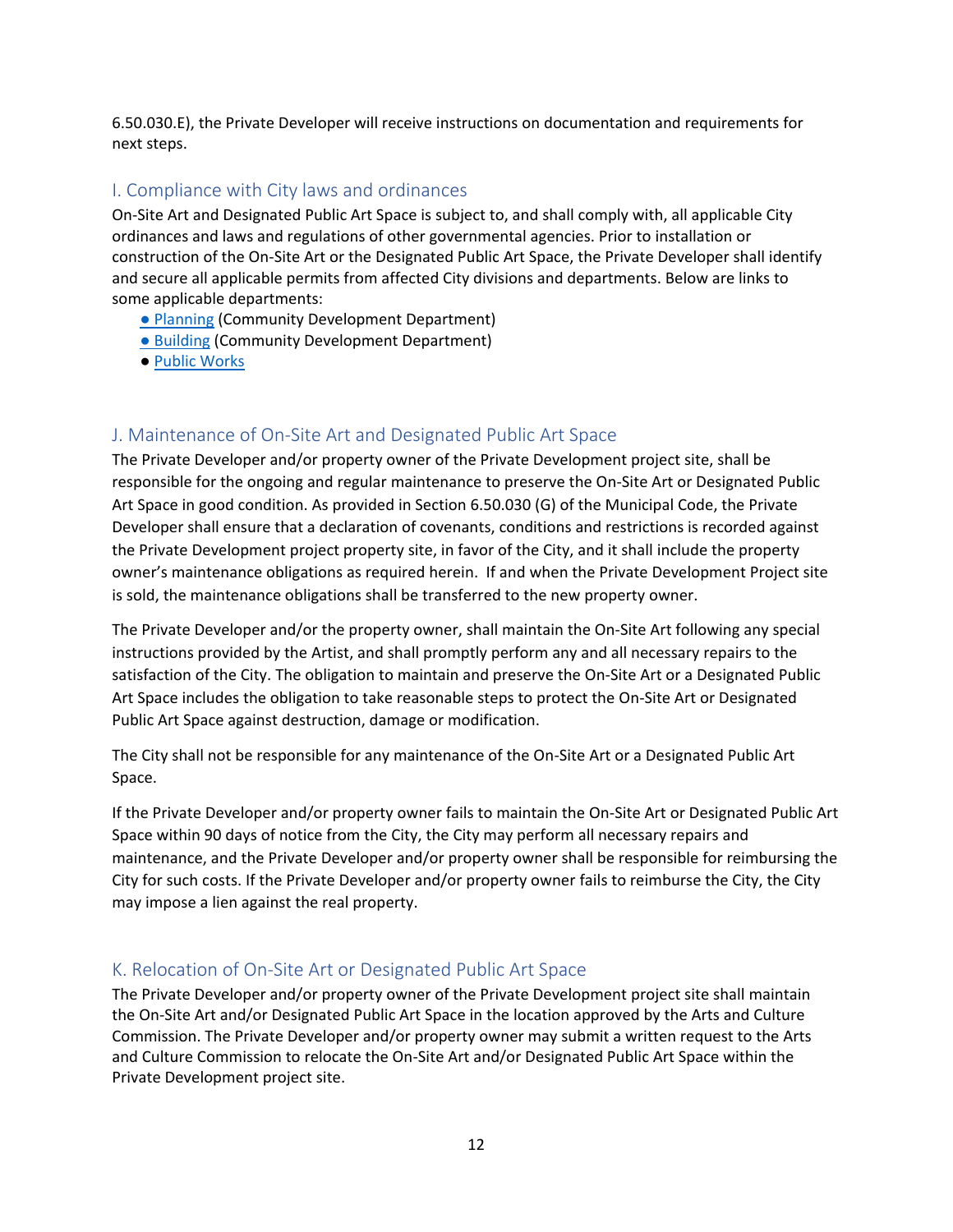6.50.030.E), the Private Developer will receive instructions on documentation and requirements for next steps.

## I. Compliance with City laws and ordinances

On-Site Art and Designated Public Art Space is subject to, and shall comply with, all applicable City ordinances and laws and regulations of other governmental agencies. Prior to installation or construction of the On-Site Art or the Designated Public Art Space, the Private Developer shall identify and secure all applicable permits from affected City divisions and departments. Below are links to some applicable departments:

- Planning (Community Development Department)
- Building (Community Development Department)
- Public Works

## J. Maintenance of On-Site Art and Designated Public Art Space

The Private Developer and/or property owner of the Private Development project site, shall be responsible for the ongoing and regular maintenance to preserve the On-Site Art or Designated Public Art Space in good condition. As provided in Section 6.50.030 (G) of the Municipal Code, the Private Developer shall ensure that a declaration of covenants, conditions and restrictions is recorded against the Private Development project property site, in favor of the City, and it shall include the property owner's maintenance obligations as required herein. If and when the Private Development Project site is sold, the maintenance obligations shall be transferred to the new property owner.

The Private Developer and/or the property owner, shall maintain the On-Site Art following any special instructions provided by the Artist, and shall promptly perform any and all necessary repairs to the satisfaction of the City. The obligation to maintain and preserve the On-Site Art or a Designated Public Art Space includes the obligation to take reasonable steps to protect the On-Site Art or Designated Public Art Space against destruction, damage or modification.

The City shall not be responsible for any maintenance of the On-Site Art or a Designated Public Art Space.

If the Private Developer and/or property owner fails to maintain the On-Site Art or Designated Public Art Space within 90 days of notice from the City, the City may perform all necessary repairs and maintenance, and the Private Developer and/or property owner shall be responsible for reimbursing the City for such costs. If the Private Developer and/or property owner fails to reimburse the City, the City may impose a lien against the real property.

## K. Relocation of On-Site Art or Designated Public Art Space

The Private Developer and/or property owner of the Private Development project site shall maintain the On-Site Art and/or Designated Public Art Space in the location approved by the Arts and Culture Commission. The Private Developer and/or property owner may submit a written request to the Arts and Culture Commission to relocate the On-Site Art and/or Designated Public Art Space within the Private Development project site.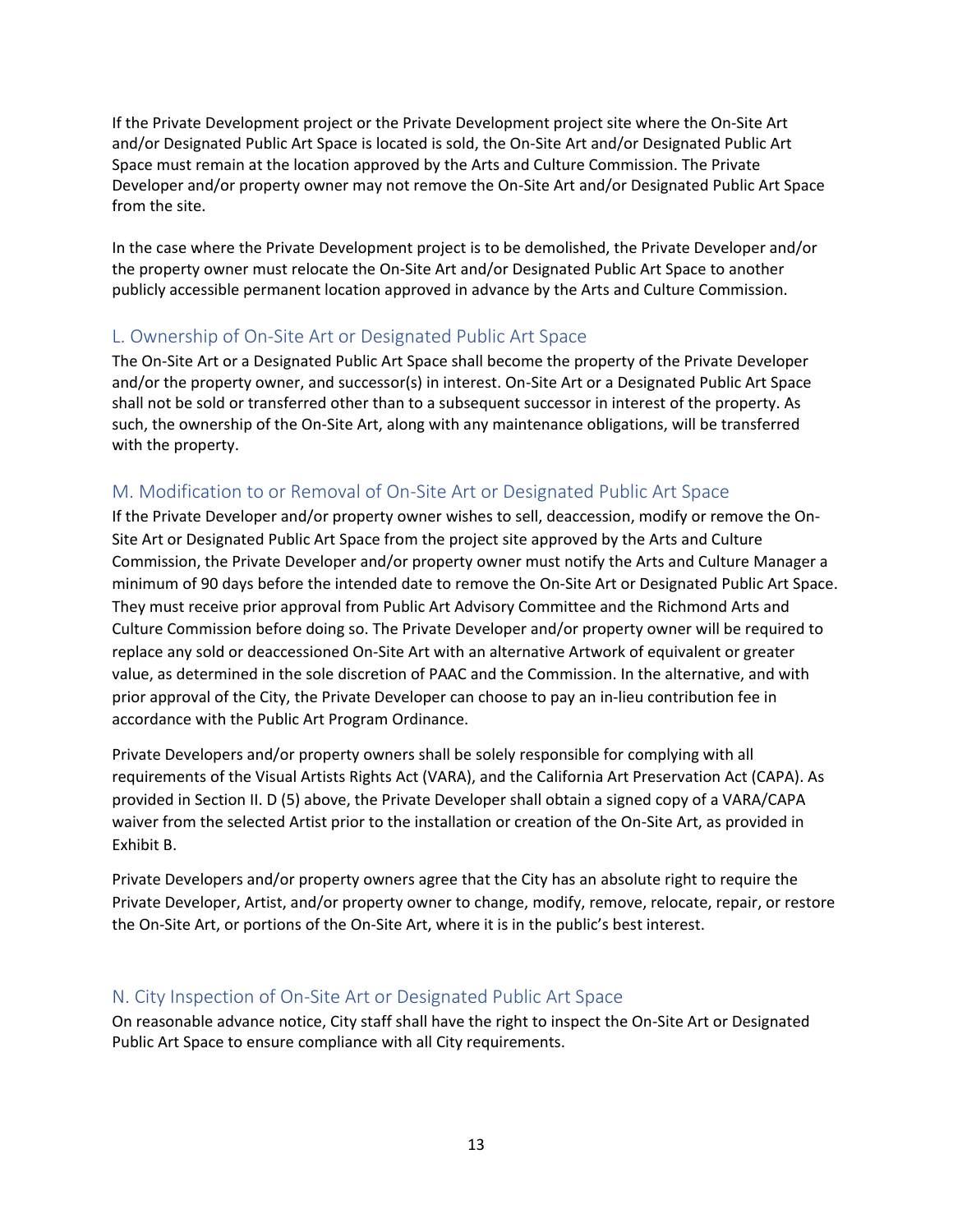If the Private Development project or the Private Development project site where the On-Site Art and/or Designated Public Art Space is located is sold, the On-Site Art and/or Designated Public Art Space must remain at the location approved by the Arts and Culture Commission. The Private Developer and/or property owner may not remove the On-Site Art and/or Designated Public Art Space from the site.

In the case where the Private Development project is to be demolished, the Private Developer and/or the property owner must relocate the On-Site Art and/or Designated Public Art Space to another publicly accessible permanent location approved in advance by the Arts and Culture Commission.

## L. Ownership of On-Site Art or Designated Public Art Space

The On-Site Art or a Designated Public Art Space shall become the property of the Private Developer and/or the property owner, and successor(s) in interest. On-Site Art or a Designated Public Art Space shall not be sold or transferred other than to a subsequent successor in interest of the property. As such, the ownership of the On-Site Art, along with any maintenance obligations, will be transferred with the property.

## M. Modification to or Removal of On-Site Art or Designated Public Art Space

If the Private Developer and/or property owner wishes to sell, deaccession, modify or remove the On-Site Art or Designated Public Art Space from the project site approved by the Arts and Culture Commission, the Private Developer and/or property owner must notify the Arts and Culture Manager a minimum of 90 days before the intended date to remove the On-Site Art or Designated Public Art Space. They must receive prior approval from Public Art Advisory Committee and the Richmond Arts and Culture Commission before doing so. The Private Developer and/or property owner will be required to replace any sold or deaccessioned On-Site Art with an alternative Artwork of equivalent or greater value, as determined in the sole discretion of PAAC and the Commission. In the alternative, and with prior approval of the City, the Private Developer can choose to pay an in-lieu contribution fee in accordance with the Public Art Program Ordinance.

Private Developers and/or property owners shall be solely responsible for complying with all requirements of the Visual Artists Rights Act (VARA), and the California Art Preservation Act (CAPA). As provided in Section II. D (5) above, the Private Developer shall obtain a signed copy of a VARA/CAPA waiver from the selected Artist prior to the installation or creation of the On-Site Art, as provided in Exhibit B.

Private Developers and/or property owners agree that the City has an absolute right to require the Private Developer, Artist, and/or property owner to change, modify, remove, relocate, repair, or restore the On-Site Art, or portions of the On-Site Art, where it is in the public's best interest.

## N. City Inspection of On-Site Art or Designated Public Art Space

On reasonable advance notice, City staff shall have the right to inspect the On-Site Art or Designated Public Art Space to ensure compliance with all City requirements.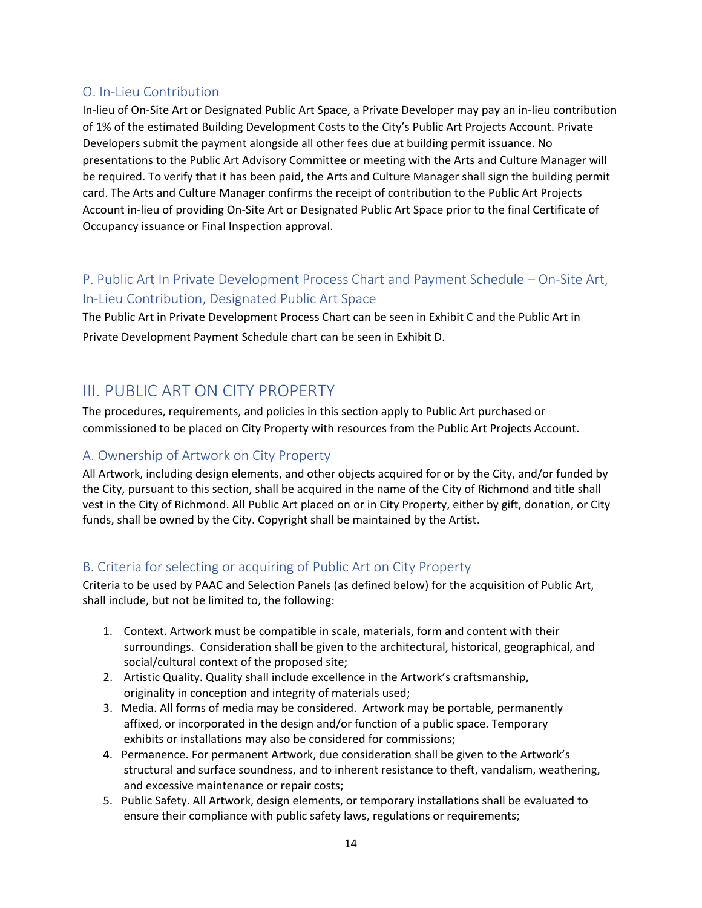### O. In-Lieu Contribution

In-lieu of On-Site Art or Designated Public Art Space, a Private Developer may pay an in-lieu contribution of 1% of the estimated Building Development Costs to the City's Public Art Projects Account. Private Developers submit the payment alongside all other fees due at building permit issuance. No presentations to the Public Art Advisory Committee or meeting with the Arts and Culture Manager will be required. To verify that it has been paid, the Arts and Culture Manager shall sign the building permit card. The Arts and Culture Manager confirms the receipt of contribution to the Public Art Projects Account in-lieu of providing On-Site Art or Designated Public Art Space prior to the final Certificate of Occupancy issuance or Final Inspection approval.

### P. Public Art In Private Development Process Chart and Payment Schedule – On-Site Art, In-Lieu Contribution, Designated Public Art Space

The Public Art in Private Development Process Chart can be seen in Exhibit C and the Public Art in Private Development Payment Schedule chart can be seen in Exhibit D.

## III. PUBLIC ART ON CITY PROPERTY

The procedures, requirements, and policies in this section apply to Public Art purchased or commissioned to be placed on City Property with resources from the Public Art Projects Account.

### A. Ownership of Artwork on City Property

All Artwork, including design elements, and other objects acquired for or by the City, and/or funded by the City, pursuant to this section, shall be acquired in the name of the City of Richmond and title shall vest in the City of Richmond. All Public Art placed on or in City Property, either by gift, donation, or City funds, shall be owned by the City. Copyright shall be maintained by the Artist.

### B. Criteria for selecting or acquiring of Public Art on City Property

Criteria to be used by PAAC and Selection Panels (as defined below) for the acquisition of Public Art, shall include, but not be limited to, the following:

1. Context. Artwork must be compatible in scale, materials, form and content with their surroundings. Consideration shall be given to the architectural, historical, geographical, and social/cultural context of the proposed site;
2. Artistic Quality. Quality shall include excellence in the Artwork's craftsmanship, originality in conception and integrity of materials used;
3. Media. All forms of media may be considered. Artwork may be portable, permanently affixed, or incorporated in the design and/or function of a public space. Temporary exhibits or installations may also be considered for commissions;
4. Permanence. For permanent Artwork, due consideration shall be given to the Artwork's structural and surface soundness, and to inherent resistance to theft, vandalism, weathering, and excessive maintenance or repair costs;
5. Public Safety. All Artwork, design elements, or temporary installations shall be evaluated to ensure their compliance with public safety laws, regulations or requirements;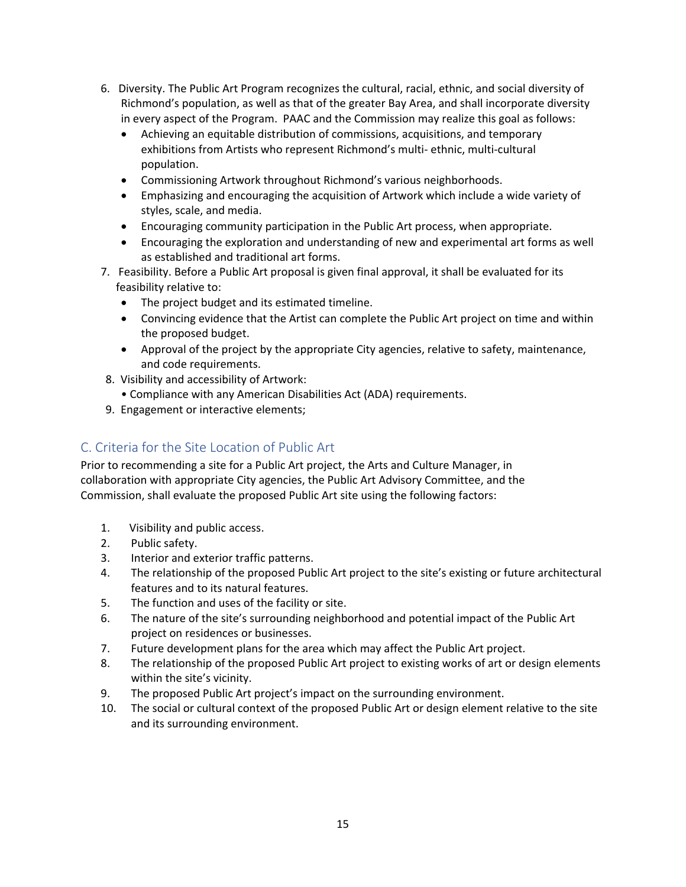6. Diversity. The Public Art Program recognizes the cultural, racial, ethnic, and social diversity of Richmond's population, as well as that of the greater Bay Area, and shall incorporate diversity in every aspect of the Program. PAAC and the Commission may realize this goal as follows:
   - Achieving an equitable distribution of commissions, acquisitions, and temporary exhibitions from Artists who represent Richmond's multi- ethnic, multi-cultural population.
   - Commissioning Artwork throughout Richmond's various neighborhoods.
   - Emphasizing and encouraging the acquisition of Artwork which include a wide variety of styles, scale, and media.
   - Encouraging community participation in the Public Art process, when appropriate.
   - Encouraging the exploration and understanding of new and experimental art forms as well as established and traditional art forms.
7. Feasibility. Before a Public Art proposal is given final approval, it shall be evaluated for its feasibility relative to:
   - The project budget and its estimated timeline.
   - Convincing evidence that the Artist can complete the Public Art project on time and within the proposed budget.
   - Approval of the project by the appropriate City agencies, relative to safety, maintenance, and code requirements.
8. Visibility and accessibility of Artwork:
   - Compliance with any American Disabilities Act (ADA) requirements.
9. Engagement or interactive elements;

## C. Criteria for the Site Location of Public Art

Prior to recommending a site for a Public Art project, the Arts and Culture Manager, in collaboration with appropriate City agencies, the Public Art Advisory Committee, and the Commission, shall evaluate the proposed Public Art site using the following factors:

1. Visibility and public access.
2. Public safety.
3. Interior and exterior traffic patterns.
4. The relationship of the proposed Public Art project to the site's existing or future architectural features and to its natural features.
5. The function and uses of the facility or site.
6. The nature of the site's surrounding neighborhood and potential impact of the Public Art project on residences or businesses.
7. Future development plans for the area which may affect the Public Art project.
8. The relationship of the proposed Public Art project to existing works of art or design elements within the site's vicinity.
9. The proposed Public Art project's impact on the surrounding environment.
10. The social or cultural context of the proposed Public Art or design element relative to the site and its surrounding environment.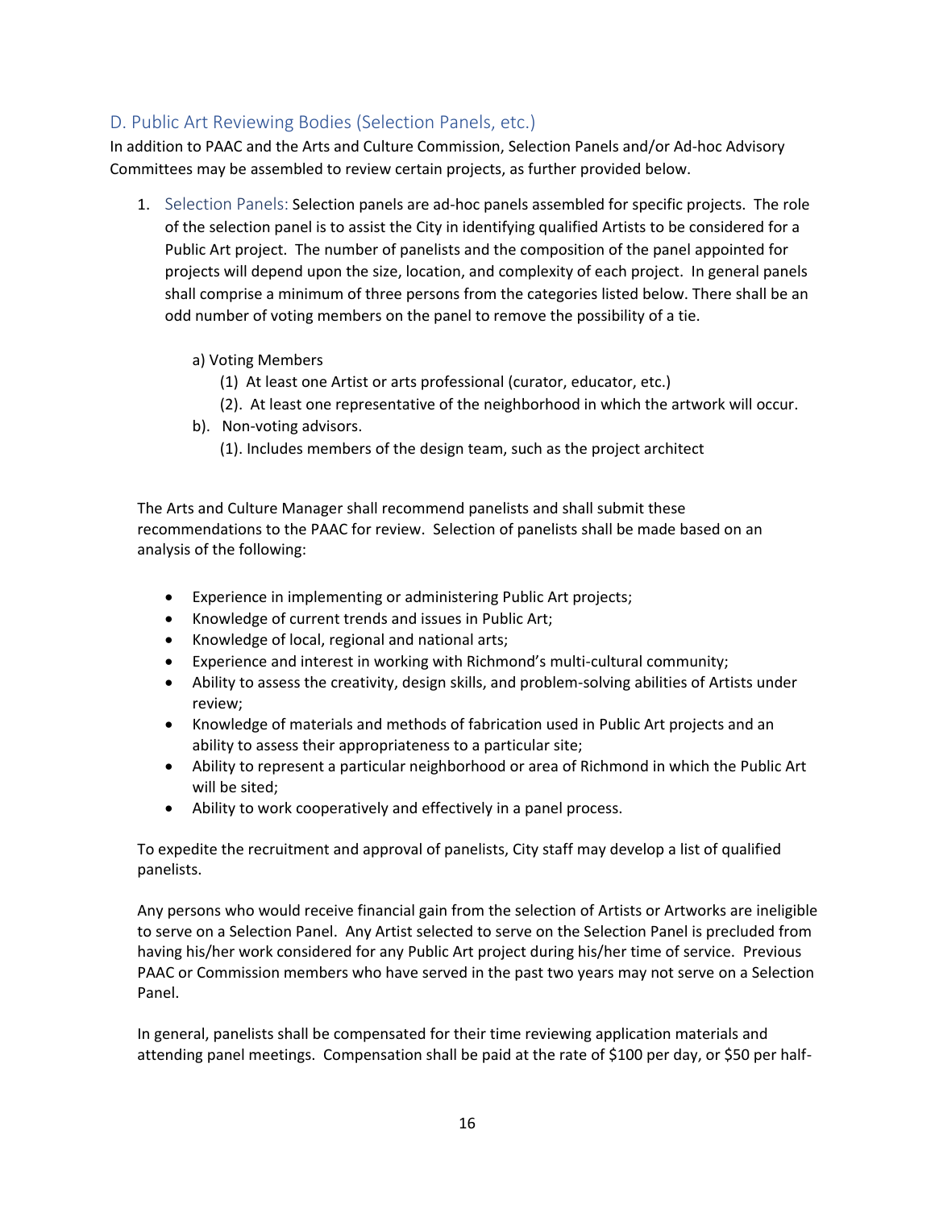## D. Public Art Reviewing Bodies (Selection Panels, etc.)

In addition to PAAC and the Arts and Culture Commission, Selection Panels and/or Ad-hoc Advisory Committees may be assembled to review certain projects, as further provided below.

1. Selection Panels: Selection panels are ad-hoc panels assembled for specific projects. The role of the selection panel is to assist the City in identifying qualified Artists to be considered for a Public Art project. The number of panelists and the composition of the panel appointed for projects will depend upon the size, location, and complexity of each project. In general panels shall comprise a minimum of three persons from the categories listed below. There shall be an odd number of voting members on the panel to remove the possibility of a tie.

   a) Voting Members
      (1) At least one Artist or arts professional (curator, educator, etc.)
      (2). At least one representative of the neighborhood in which the artwork will occur.

   b). Non-voting advisors.
      (1). Includes members of the design team, such as the project architect

   The Arts and Culture Manager shall recommend panelists and shall submit these recommendations to the PAAC for review. Selection of panelists shall be made based on an analysis of the following:

   - Experience in implementing or administering Public Art projects;
   - Knowledge of current trends and issues in Public Art;
   - Knowledge of local, regional and national arts;
   - Experience and interest in working with Richmond's multi-cultural community;
   - Ability to assess the creativity, design skills, and problem-solving abilities of Artists under review;
   - Knowledge of materials and methods of fabrication used in Public Art projects and an ability to assess their appropriateness to a particular site;
   - Ability to represent a particular neighborhood or area of Richmond in which the Public Art will be sited;
   - Ability to work cooperatively and effectively in a panel process.

   To expedite the recruitment and approval of panelists, City staff may develop a list of qualified panelists.

   Any persons who would receive financial gain from the selection of Artists or Artworks are ineligible to serve on a Selection Panel. Any Artist selected to serve on the Selection Panel is precluded from having his/her work considered for any Public Art project during his/her time of service. Previous PAAC or Commission members who have served in the past two years may not serve on a Selection Panel.

   In general, panelists shall be compensated for their time reviewing application materials and attending panel meetings. Compensation shall be paid at the rate of $100 per day, or $50 per half-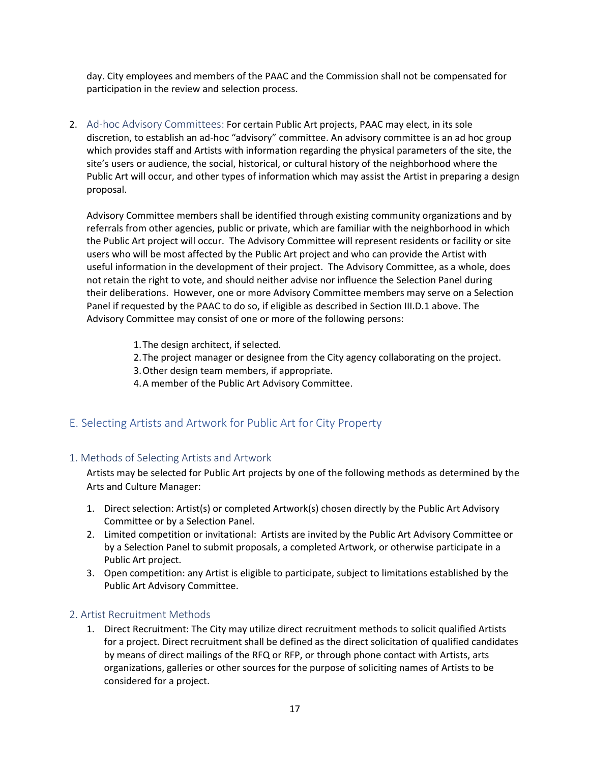day. City employees and members of the PAAC and the Commission shall not be compensated for participation in the review and selection process.

2. Ad-hoc Advisory Committees: For certain Public Art projects, PAAC may elect, in its sole discretion, to establish an ad-hoc "advisory" committee. An advisory committee is an ad hoc group which provides staff and Artists with information regarding the physical parameters of the site, the site's users or audience, the social, historical, or cultural history of the neighborhood where the Public Art will occur, and other types of information which may assist the Artist in preparing a design proposal.

   Advisory Committee members shall be identified through existing community organizations and by referrals from other agencies, public or private, which are familiar with the neighborhood in which the Public Art project will occur. The Advisory Committee will represent residents or facility or site users who will be most affected by the Public Art project and who can provide the Artist with useful information in the development of their project. The Advisory Committee, as a whole, does not retain the right to vote, and should neither advise nor influence the Selection Panel during their deliberations. However, one or more Advisory Committee members may serve on a Selection Panel if requested by the PAAC to do so, if eligible as described in Section III.D.1 above. The Advisory Committee may consist of one or more of the following persons:

   1. The design architect, if selected.
   2. The project manager or designee from the City agency collaborating on the project.
   3. Other design team members, if appropriate.
   4. A member of the Public Art Advisory Committee.

## E. Selecting Artists and Artwork for Public Art for City Property

### 1. Methods of Selecting Artists and Artwork

Artists may be selected for Public Art projects by one of the following methods as determined by the Arts and Culture Manager:

1. Direct selection: Artist(s) or completed Artwork(s) chosen directly by the Public Art Advisory Committee or by a Selection Panel.
2. Limited competition or invitational: Artists are invited by the Public Art Advisory Committee or by a Selection Panel to submit proposals, a completed Artwork, or otherwise participate in a Public Art project.
3. Open competition: any Artist is eligible to participate, subject to limitations established by the Public Art Advisory Committee.

### 2. Artist Recruitment Methods

1. Direct Recruitment: The City may utilize direct recruitment methods to solicit qualified Artists for a project. Direct recruitment shall be defined as the direct solicitation of qualified candidates by means of direct mailings of the RFQ or RFP, or through phone contact with Artists, arts organizations, galleries or other sources for the purpose of soliciting names of Artists to be considered for a project.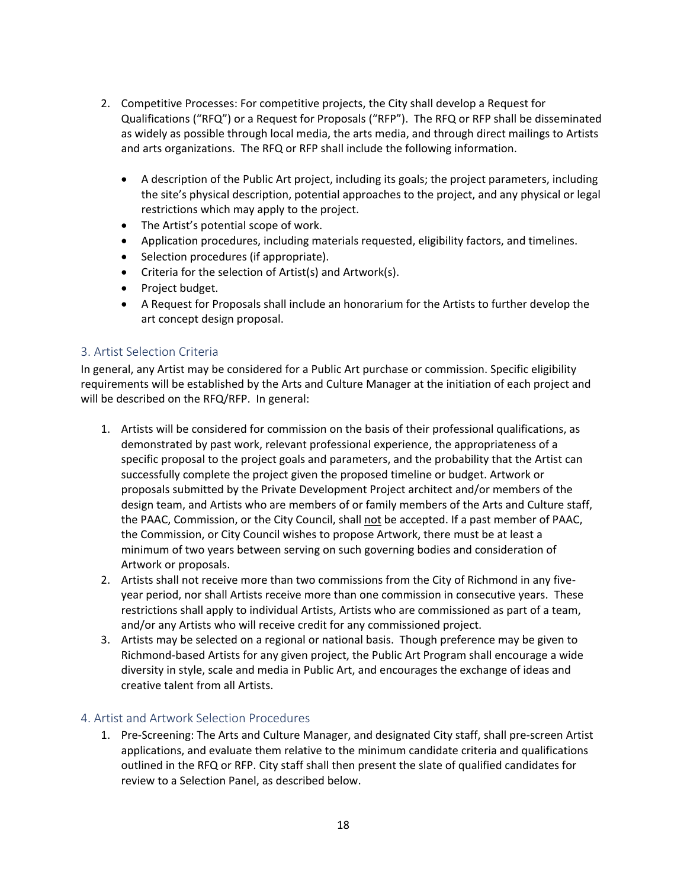2. Competitive Processes: For competitive projects, the City shall develop a Request for Qualifications ("RFQ") or a Request for Proposals ("RFP"). The RFQ or RFP shall be disseminated as widely as possible through local media, the arts media, and through direct mailings to Artists and arts organizations. The RFQ or RFP shall include the following information.

    - A description of the Public Art project, including its goals; the project parameters, including the site's physical description, potential approaches to the project, and any physical or legal restrictions which may apply to the project.
    - The Artist's potential scope of work.
    - Application procedures, including materials requested, eligibility factors, and timelines.
    - Selection procedures (if appropriate).
    - Criteria for the selection of Artist(s) and Artwork(s).
    - Project budget.
    - A Request for Proposals shall include an honorarium for the Artists to further develop the art concept design proposal.

## 3. Artist Selection Criteria

In general, any Artist may be considered for a Public Art purchase or commission. Specific eligibility requirements will be established by the Arts and Culture Manager at the initiation of each project and will be described on the RFQ/RFP. In general:

1. Artists will be considered for commission on the basis of their professional qualifications, as demonstrated by past work, relevant professional experience, the appropriateness of a specific proposal to the project goals and parameters, and the probability that the Artist can successfully complete the project given the proposed timeline or budget. Artwork or proposals submitted by the Private Development Project architect and/or members of the design team, and Artists who are members of or family members of the Arts and Culture staff, the PAAC, Commission, or the City Council, shall <u>not</u> be accepted. If a past member of PAAC, the Commission, or City Council wishes to propose Artwork, there must be at least a minimum of two years between serving on such governing bodies and consideration of Artwork or proposals.
2. Artists shall not receive more than two commissions from the City of Richmond in any five-year period, nor shall Artists receive more than one commission in consecutive years. These restrictions shall apply to individual Artists, Artists who are commissioned as part of a team, and/or any Artists who will receive credit for any commissioned project.
3. Artists may be selected on a regional or national basis. Though preference may be given to Richmond-based Artists for any given project, the Public Art Program shall encourage a wide diversity in style, scale and media in Public Art, and encourages the exchange of ideas and creative talent from all Artists.

## 4. Artist and Artwork Selection Procedures

1. Pre-Screening: The Arts and Culture Manager, and designated City staff, shall pre-screen Artist applications, and evaluate them relative to the minimum candidate criteria and qualifications outlined in the RFQ or RFP. City staff shall then present the slate of qualified candidates for review to a Selection Panel, as described below.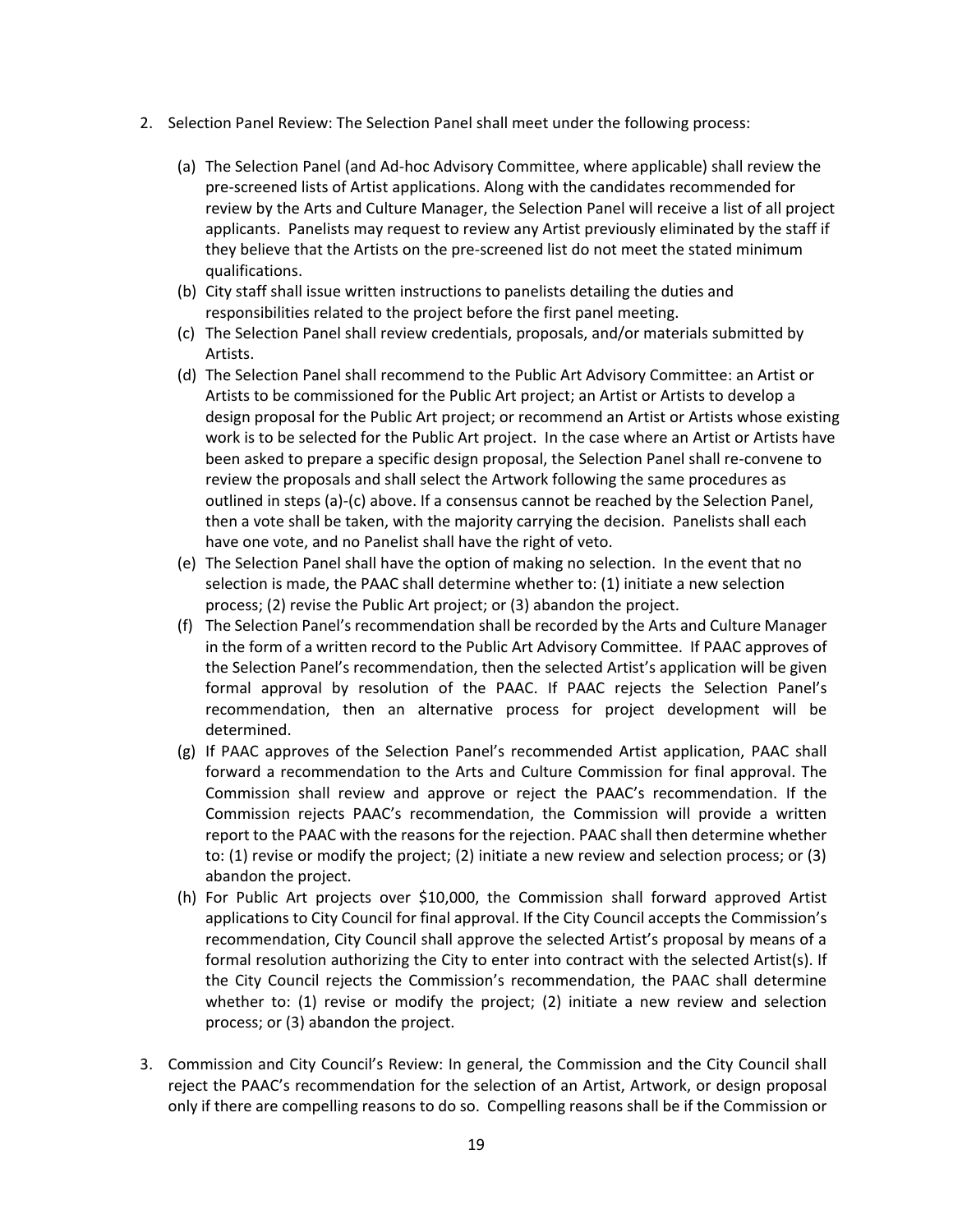2. Selection Panel Review: The Selection Panel shall meet under the following process:

   (a) The Selection Panel (and Ad-hoc Advisory Committee, where applicable) shall review the pre-screened lists of Artist applications. Along with the candidates recommended for review by the Arts and Culture Manager, the Selection Panel will receive a list of all project applicants. Panelists may request to review any Artist previously eliminated by the staff if they believe that the Artists on the pre-screened list do not meet the stated minimum qualifications.

   (b) City staff shall issue written instructions to panelists detailing the duties and responsibilities related to the project before the first panel meeting.

   (c) The Selection Panel shall review credentials, proposals, and/or materials submitted by Artists.

   (d) The Selection Panel shall recommend to the Public Art Advisory Committee: an Artist or Artists to be commissioned for the Public Art project; an Artist or Artists to develop a design proposal for the Public Art project; or recommend an Artist or Artists whose existing work is to be selected for the Public Art project. In the case where an Artist or Artists have been asked to prepare a specific design proposal, the Selection Panel shall re-convene to review the proposals and shall select the Artwork following the same procedures as outlined in steps (a)-(c) above. If a consensus cannot be reached by the Selection Panel, then a vote shall be taken, with the majority carrying the decision. Panelists shall each have one vote, and no Panelist shall have the right of veto.

   (e) The Selection Panel shall have the option of making no selection. In the event that no selection is made, the PAAC shall determine whether to: (1) initiate a new selection process; (2) revise the Public Art project; or (3) abandon the project.

   (f) The Selection Panel's recommendation shall be recorded by the Arts and Culture Manager in the form of a written record to the Public Art Advisory Committee. If PAAC approves of the Selection Panel's recommendation, then the selected Artist's application will be given formal approval by resolution of the PAAC. If PAAC rejects the Selection Panel's recommendation, then an alternative process for project development will be determined.

   (g) If PAAC approves of the Selection Panel's recommended Artist application, PAAC shall forward a recommendation to the Arts and Culture Commission for final approval. The Commission shall review and approve or reject the PAAC's recommendation. If the Commission rejects PAAC's recommendation, the Commission will provide a written report to the PAAC with the reasons for the rejection. PAAC shall then determine whether to: (1) revise or modify the project; (2) initiate a new review and selection process; or (3) abandon the project.

   (h) For Public Art projects over $10,000, the Commission shall forward approved Artist applications to City Council for final approval. If the City Council accepts the Commission's recommendation, City Council shall approve the selected Artist's proposal by means of a formal resolution authorizing the City to enter into contract with the selected Artist(s). If the City Council rejects the Commission's recommendation, the PAAC shall determine whether to: (1) revise or modify the project; (2) initiate a new review and selection process; or (3) abandon the project.

3. Commission and City Council's Review: In general, the Commission and the City Council shall reject the PAAC's recommendation for the selection of an Artist, Artwork, or design proposal only if there are compelling reasons to do so. Compelling reasons shall be if the Commission or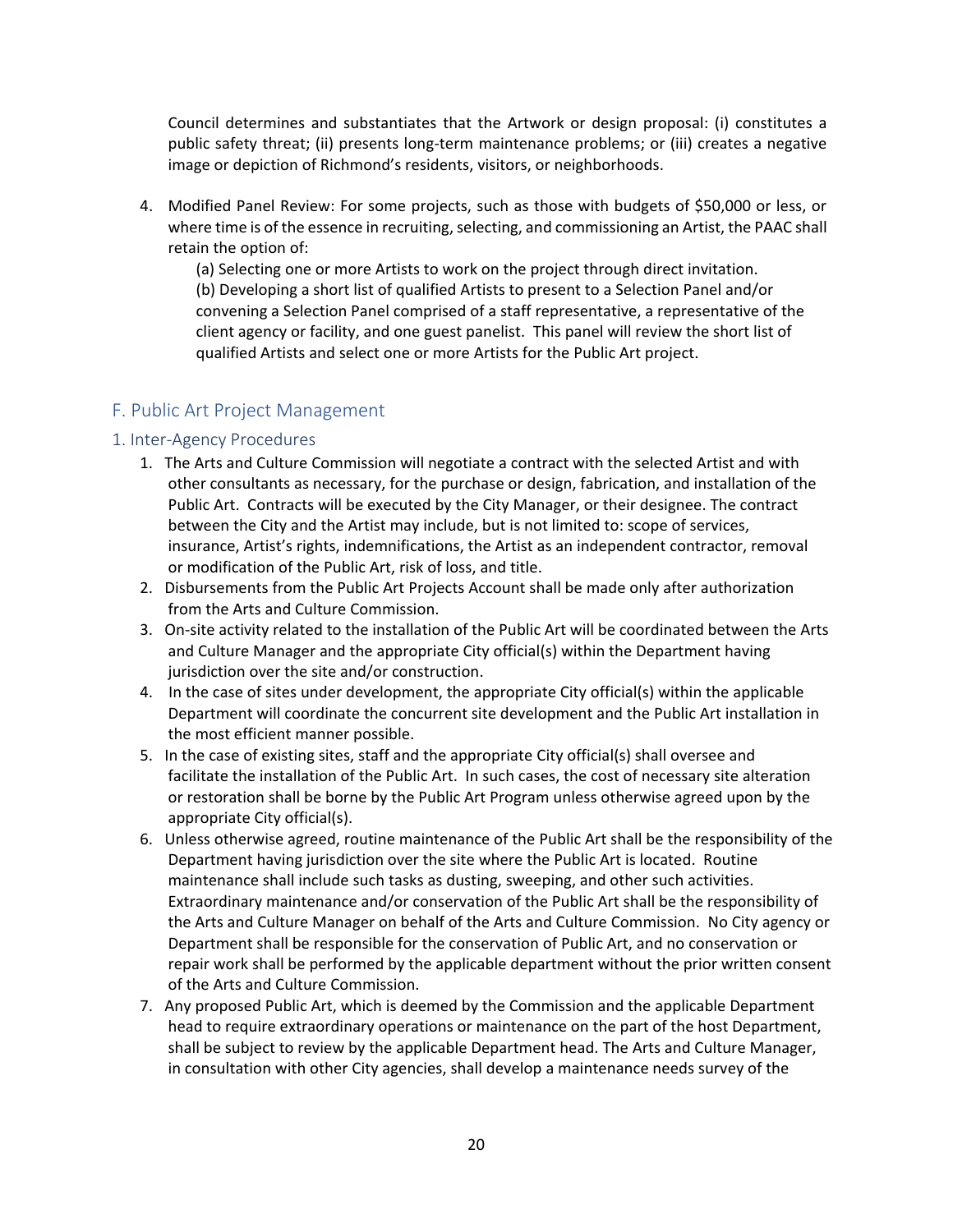Council determines and substantiates that the Artwork or design proposal: (i) constitutes a public safety threat; (ii) presents long-term maintenance problems; or (iii) creates a negative image or depiction of Richmond's residents, visitors, or neighborhoods.

4. Modified Panel Review: For some projects, such as those with budgets of $50,000 or less, or where time is of the essence in recruiting, selecting, and commissioning an Artist, the PAAC shall retain the option of:

   (a) Selecting one or more Artists to work on the project through direct invitation.
   (b) Developing a short list of qualified Artists to present to a Selection Panel and/or convening a Selection Panel comprised of a staff representative, a representative of the client agency or facility, and one guest panelist. This panel will review the short list of qualified Artists and select one or more Artists for the Public Art project.

## F. Public Art Project Management

### 1. Inter-Agency Procedures

1. The Arts and Culture Commission will negotiate a contract with the selected Artist and with other consultants as necessary, for the purchase or design, fabrication, and installation of the Public Art. Contracts will be executed by the City Manager, or their designee. The contract between the City and the Artist may include, but is not limited to: scope of services, insurance, Artist's rights, indemnifications, the Artist as an independent contractor, removal or modification of the Public Art, risk of loss, and title.
2. Disbursements from the Public Art Projects Account shall be made only after authorization from the Arts and Culture Commission.
3. On-site activity related to the installation of the Public Art will be coordinated between the Arts and Culture Manager and the appropriate City official(s) within the Department having jurisdiction over the site and/or construction.
4. In the case of sites under development, the appropriate City official(s) within the applicable Department will coordinate the concurrent site development and the Public Art installation in the most efficient manner possible.
5. In the case of existing sites, staff and the appropriate City official(s) shall oversee and facilitate the installation of the Public Art. In such cases, the cost of necessary site alteration or restoration shall be borne by the Public Art Program unless otherwise agreed upon by the appropriate City official(s).
6. Unless otherwise agreed, routine maintenance of the Public Art shall be the responsibility of the Department having jurisdiction over the site where the Public Art is located. Routine maintenance shall include such tasks as dusting, sweeping, and other such activities. Extraordinary maintenance and/or conservation of the Public Art shall be the responsibility of the Arts and Culture Manager on behalf of the Arts and Culture Commission. No City agency or Department shall be responsible for the conservation of Public Art, and no conservation or repair work shall be performed by the applicable department without the prior written consent of the Arts and Culture Commission.
7. Any proposed Public Art, which is deemed by the Commission and the applicable Department head to require extraordinary operations or maintenance on the part of the host Department, shall be subject to review by the applicable Department head. The Arts and Culture Manager, in consultation with other City agencies, shall develop a maintenance needs survey of the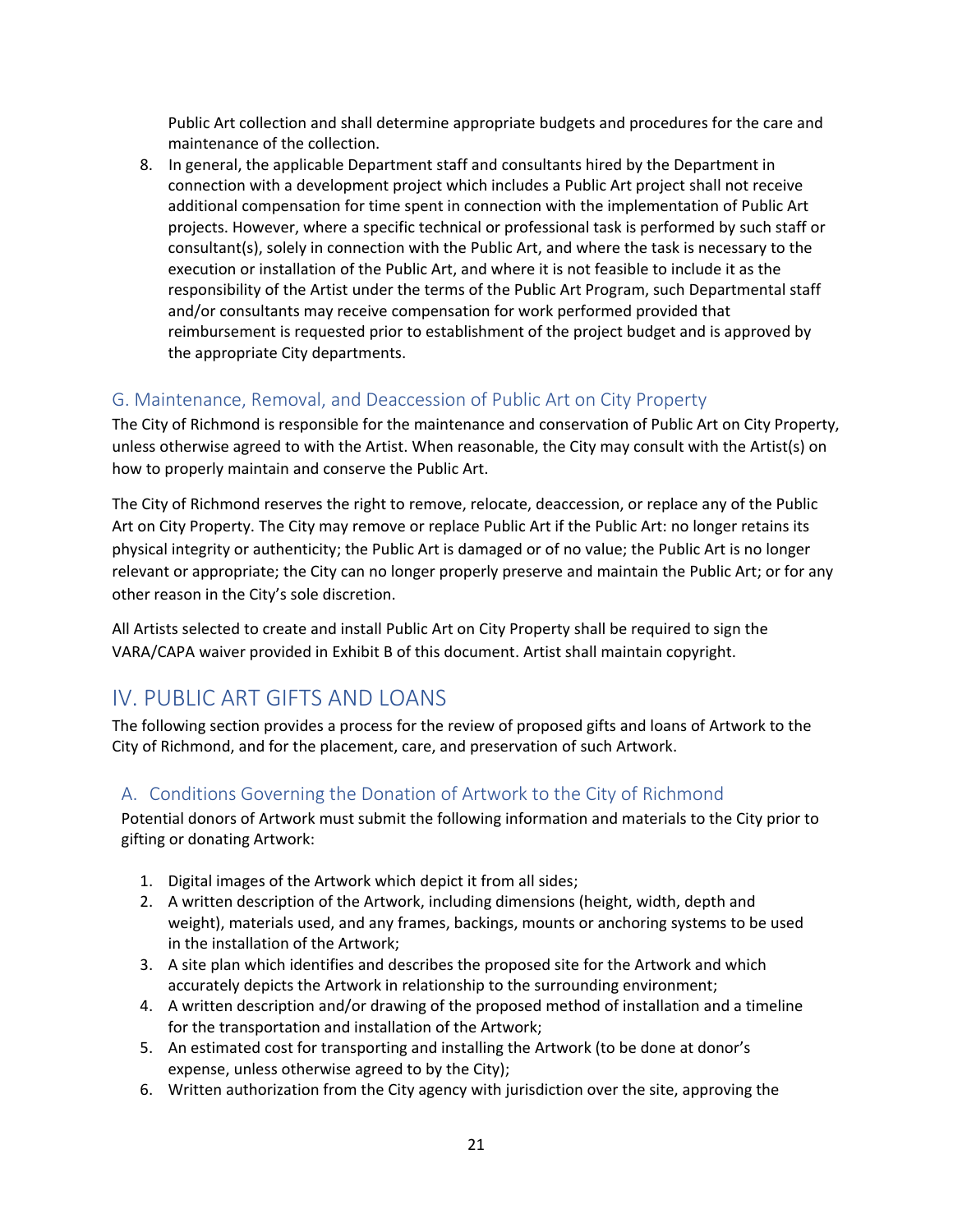Public Art collection and shall determine appropriate budgets and procedures for the care and maintenance of the collection.

8. In general, the applicable Department staff and consultants hired by the Department in connection with a development project which includes a Public Art project shall not receive additional compensation for time spent in connection with the implementation of Public Art projects. However, where a specific technical or professional task is performed by such staff or consultant(s), solely in connection with the Public Art, and where the task is necessary to the execution or installation of the Public Art, and where it is not feasible to include it as the responsibility of the Artist under the terms of the Public Art Program, such Departmental staff and/or consultants may receive compensation for work performed provided that reimbursement is requested prior to establishment of the project budget and is approved by the appropriate City departments.

### G. Maintenance, Removal, and Deaccession of Public Art on City Property

The City of Richmond is responsible for the maintenance and conservation of Public Art on City Property, unless otherwise agreed to with the Artist. When reasonable, the City may consult with the Artist(s) on how to properly maintain and conserve the Public Art.

The City of Richmond reserves the right to remove, relocate, deaccession, or replace any of the Public Art on City Property. The City may remove or replace Public Art if the Public Art: no longer retains its physical integrity or authenticity; the Public Art is damaged or of no value; the Public Art is no longer relevant or appropriate; the City can no longer properly preserve and maintain the Public Art; or for any other reason in the City's sole discretion.

All Artists selected to create and install Public Art on City Property shall be required to sign the VARA/CAPA waiver provided in Exhibit B of this document. Artist shall maintain copyright.

## IV. PUBLIC ART GIFTS AND LOANS

The following section provides a process for the review of proposed gifts and loans of Artwork to the City of Richmond, and for the placement, care, and preservation of such Artwork.

### A. Conditions Governing the Donation of Artwork to the City of Richmond

Potential donors of Artwork must submit the following information and materials to the City prior to gifting or donating Artwork:

1. Digital images of the Artwork which depict it from all sides;
2. A written description of the Artwork, including dimensions (height, width, depth and weight), materials used, and any frames, backings, mounts or anchoring systems to be used in the installation of the Artwork;
3. A site plan which identifies and describes the proposed site for the Artwork and which accurately depicts the Artwork in relationship to the surrounding environment;
4. A written description and/or drawing of the proposed method of installation and a timeline for the transportation and installation of the Artwork;
5. An estimated cost for transporting and installing the Artwork (to be done at donor's expense, unless otherwise agreed to by the City);
6. Written authorization from the City agency with jurisdiction over the site, approving the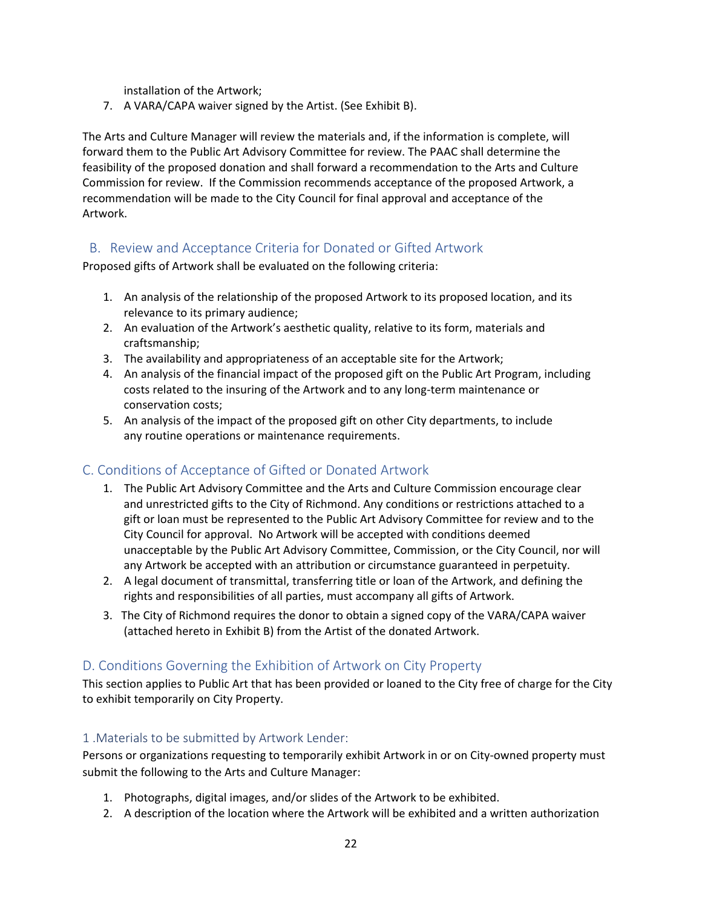installation of the Artwork;

7. A VARA/CAPA waiver signed by the Artist. (See Exhibit B).

The Arts and Culture Manager will review the materials and, if the information is complete, will forward them to the Public Art Advisory Committee for review. The PAAC shall determine the feasibility of the proposed donation and shall forward a recommendation to the Arts and Culture Commission for review. If the Commission recommends acceptance of the proposed Artwork, a recommendation will be made to the City Council for final approval and acceptance of the Artwork.

## B. Review and Acceptance Criteria for Donated or Gifted Artwork

Proposed gifts of Artwork shall be evaluated on the following criteria:

1. An analysis of the relationship of the proposed Artwork to its proposed location, and its relevance to its primary audience;
2. An evaluation of the Artwork's aesthetic quality, relative to its form, materials and craftsmanship;
3. The availability and appropriateness of an acceptable site for the Artwork;
4. An analysis of the financial impact of the proposed gift on the Public Art Program, including costs related to the insuring of the Artwork and to any long-term maintenance or conservation costs;
5. An analysis of the impact of the proposed gift on other City departments, to include any routine operations or maintenance requirements.

## C. Conditions of Acceptance of Gifted or Donated Artwork

1. The Public Art Advisory Committee and the Arts and Culture Commission encourage clear and unrestricted gifts to the City of Richmond. Any conditions or restrictions attached to a gift or loan must be represented to the Public Art Advisory Committee for review and to the City Council for approval. No Artwork will be accepted with conditions deemed unacceptable by the Public Art Advisory Committee, Commission, or the City Council, nor will any Artwork be accepted with an attribution or circumstance guaranteed in perpetuity.
2. A legal document of transmittal, transferring title or loan of the Artwork, and defining the rights and responsibilities of all parties, must accompany all gifts of Artwork.
3. The City of Richmond requires the donor to obtain a signed copy of the VARA/CAPA waiver (attached hereto in Exhibit B) from the Artist of the donated Artwork.

## D. Conditions Governing the Exhibition of Artwork on City Property

This section applies to Public Art that has been provided or loaned to the City free of charge for the City to exhibit temporarily on City Property.

### 1 .Materials to be submitted by Artwork Lender:

Persons or organizations requesting to temporarily exhibit Artwork in or on City-owned property must submit the following to the Arts and Culture Manager:

1. Photographs, digital images, and/or slides of the Artwork to be exhibited.
2. A description of the location where the Artwork will be exhibited and a written authorization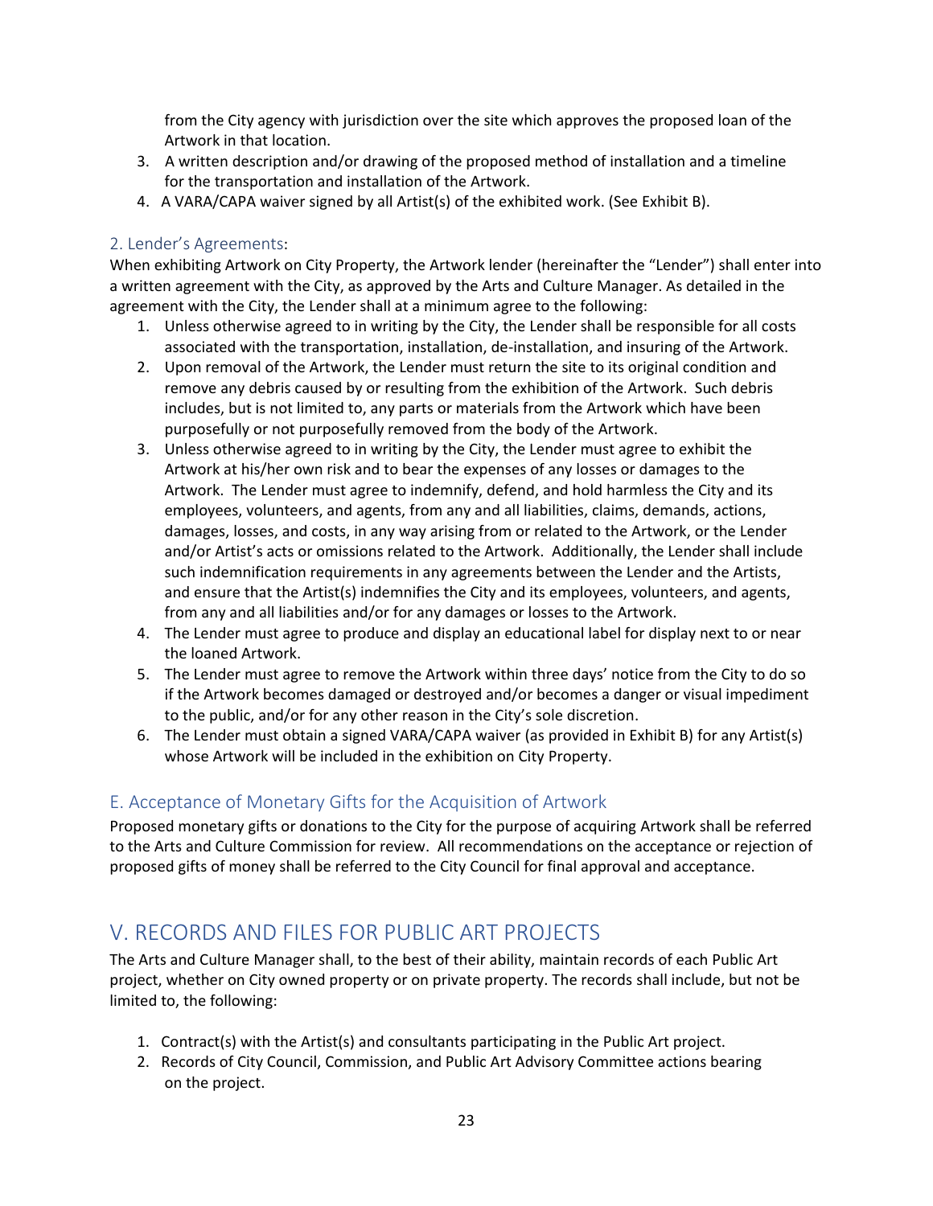from the City agency with jurisdiction over the site which approves the proposed loan of the Artwork in that location.

3. A written description and/or drawing of the proposed method of installation and a timeline for the transportation and installation of the Artwork.
4. A VARA/CAPA waiver signed by all Artist(s) of the exhibited work. (See Exhibit B).

### 2. Lender's Agreements:

When exhibiting Artwork on City Property, the Artwork lender (hereinafter the "Lender") shall enter into a written agreement with the City, as approved by the Arts and Culture Manager. As detailed in the agreement with the City, the Lender shall at a minimum agree to the following:

1. Unless otherwise agreed to in writing by the City, the Lender shall be responsible for all costs associated with the transportation, installation, de-installation, and insuring of the Artwork.
2. Upon removal of the Artwork, the Lender must return the site to its original condition and remove any debris caused by or resulting from the exhibition of the Artwork. Such debris includes, but is not limited to, any parts or materials from the Artwork which have been purposefully or not purposefully removed from the body of the Artwork.
3. Unless otherwise agreed to in writing by the City, the Lender must agree to exhibit the Artwork at his/her own risk and to bear the expenses of any losses or damages to the Artwork. The Lender must agree to indemnify, defend, and hold harmless the City and its employees, volunteers, and agents, from any and all liabilities, claims, demands, actions, damages, losses, and costs, in any way arising from or related to the Artwork, or the Lender and/or Artist's acts or omissions related to the Artwork. Additionally, the Lender shall include such indemnification requirements in any agreements between the Lender and the Artists, and ensure that the Artist(s) indemnifies the City and its employees, volunteers, and agents, from any and all liabilities and/or for any damages or losses to the Artwork.
4. The Lender must agree to produce and display an educational label for display next to or near the loaned Artwork.
5. The Lender must agree to remove the Artwork within three days' notice from the City to do so if the Artwork becomes damaged or destroyed and/or becomes a danger or visual impediment to the public, and/or for any other reason in the City's sole discretion.
6. The Lender must obtain a signed VARA/CAPA waiver (as provided in Exhibit B) for any Artist(s) whose Artwork will be included in the exhibition on City Property.

## E. Acceptance of Monetary Gifts for the Acquisition of Artwork

Proposed monetary gifts or donations to the City for the purpose of acquiring Artwork shall be referred to the Arts and Culture Commission for review. All recommendations on the acceptance or rejection of proposed gifts of money shall be referred to the City Council for final approval and acceptance.

# V. RECORDS AND FILES FOR PUBLIC ART PROJECTS

The Arts and Culture Manager shall, to the best of their ability, maintain records of each Public Art project, whether on City owned property or on private property. The records shall include, but not be limited to, the following:

1. Contract(s) with the Artist(s) and consultants participating in the Public Art project.
2. Records of City Council, Commission, and Public Art Advisory Committee actions bearing on the project.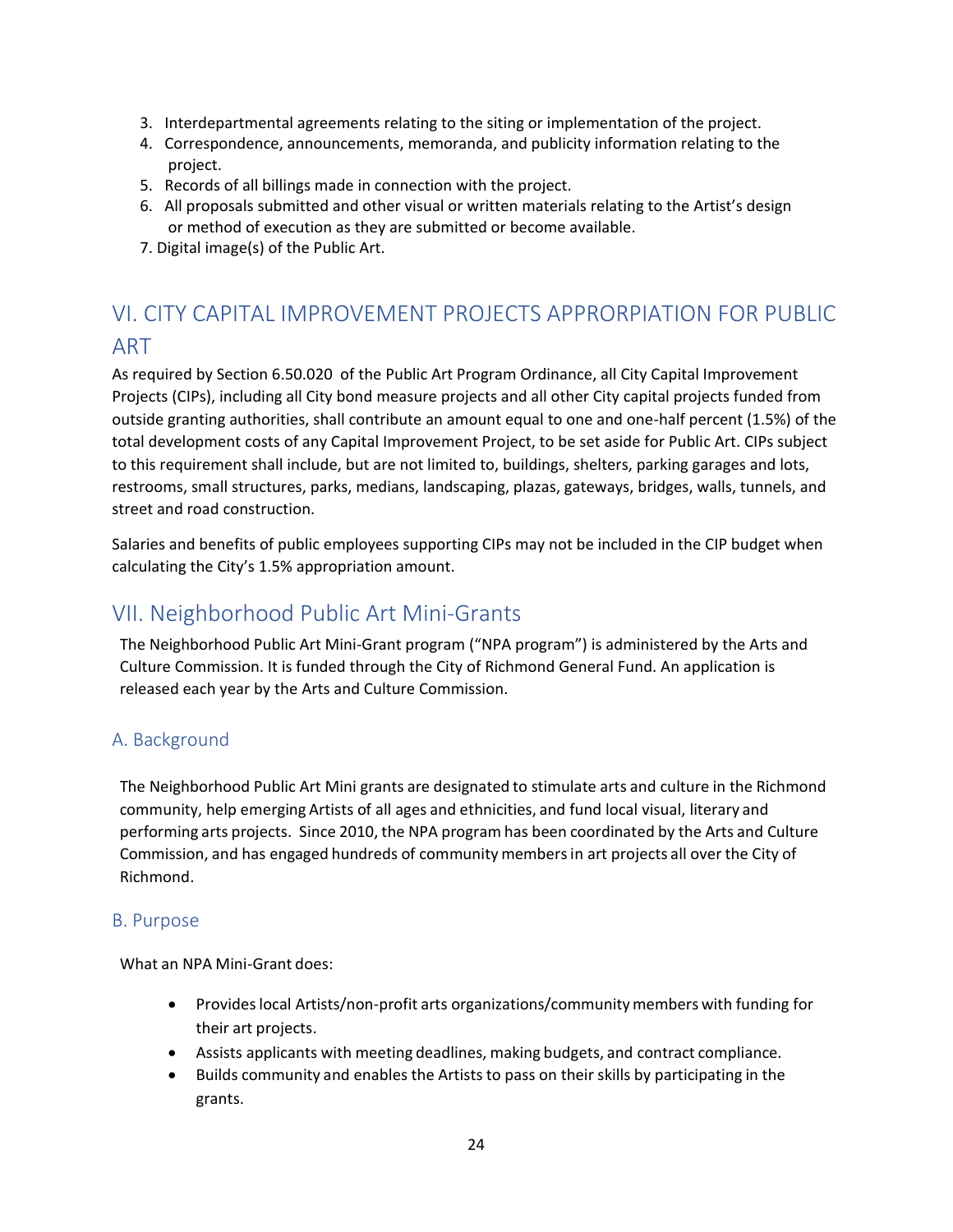3. Interdepartmental agreements relating to the siting or implementation of the project.
4. Correspondence, announcements, memoranda, and publicity information relating to the project.
5. Records of all billings made in connection with the project.
6. All proposals submitted and other visual or written materials relating to the Artist's design or method of execution as they are submitted or become available.
7. Digital image(s) of the Public Art.

# VI. CITY CAPITAL IMPROVEMENT PROJECTS APPRORPIATION FOR PUBLIC ART

As required by Section 6.50.020 of the Public Art Program Ordinance, all City Capital Improvement Projects (CIPs), including all City bond measure projects and all other City capital projects funded from outside granting authorities, shall contribute an amount equal to one and one-half percent (1.5%) of the total development costs of any Capital Improvement Project, to be set aside for Public Art. CIPs subject to this requirement shall include, but are not limited to, buildings, shelters, parking garages and lots, restrooms, small structures, parks, medians, landscaping, plazas, gateways, bridges, walls, tunnels, and street and road construction.

Salaries and benefits of public employees supporting CIPs may not be included in the CIP budget when calculating the City's 1.5% appropriation amount.

# VII. Neighborhood Public Art Mini-Grants

The Neighborhood Public Art Mini-Grant program ("NPA program") is administered by the Arts and Culture Commission. It is funded through the City of Richmond General Fund. An application is released each year by the Arts and Culture Commission.

## A. Background

The Neighborhood Public Art Mini grants are designated to stimulate arts and culture in the Richmond community, help emerging Artists of all ages and ethnicities, and fund local visual, literary and performing arts projects. Since 2010, the NPA program has been coordinated by the Arts and Culture Commission, and has engaged hundreds of community members in art projects all over the City of Richmond.

## B. Purpose

What an NPA Mini-Grant does:

- Provides local Artists/non-profit arts organizations/community members with funding for their art projects.
- Assists applicants with meeting deadlines, making budgets, and contract compliance.
- Builds community and enables the Artists to pass on their skills by participating in the grants.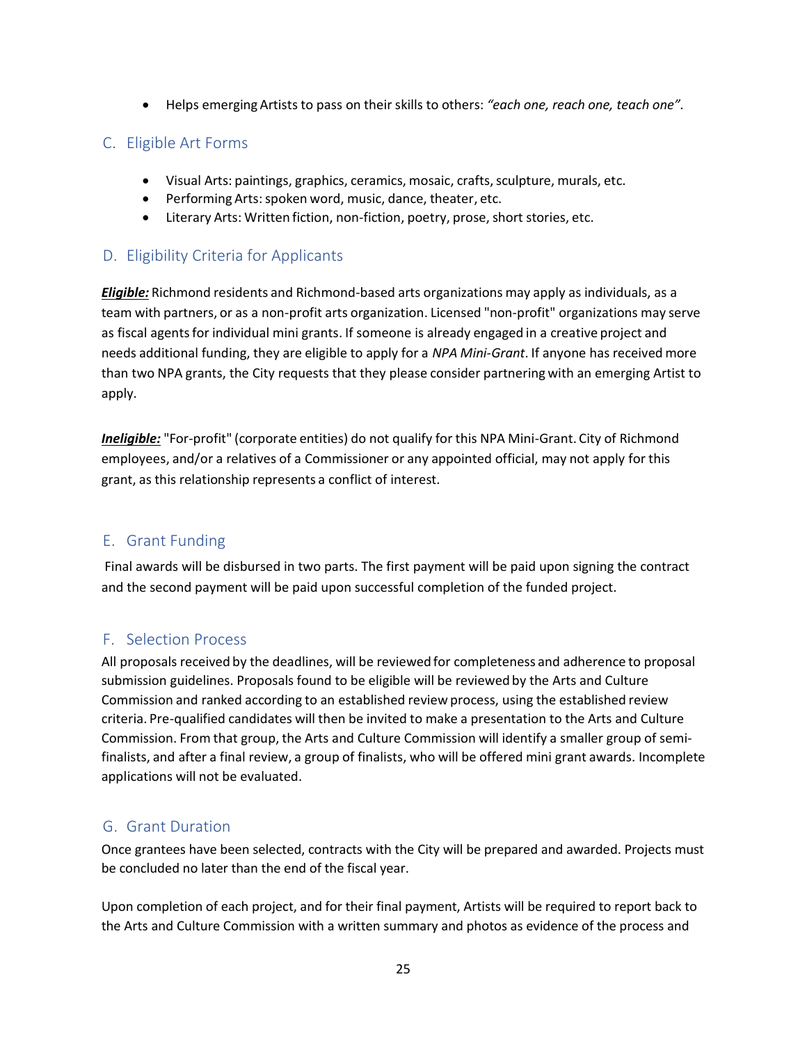- Helps emerging Artists to pass on their skills to others: *"each one, reach one, teach one"*.

## C. Eligible Art Forms

- Visual Arts: paintings, graphics, ceramics, mosaic, crafts, sculpture, murals, etc.
- Performing Arts: spoken word, music, dance, theater, etc.
- Literary Arts: Written fiction, non-fiction, poetry, prose, short stories, etc.

## D. Eligibility Criteria for Applicants

***Eligible:*** Richmond residents and Richmond-based arts organizations may apply as individuals, as a team with partners, or as a non-profit arts organization. Licensed "non-profit" organizations may serve as fiscal agents for individual mini grants. If someone is already engaged in a creative project and needs additional funding, they are eligible to apply for a *NPA Mini-Grant*. If anyone has received more than two NPA grants, the City requests that they please consider partnering with an emerging Artist to apply.

***Ineligible:*** "For-profit" (corporate entities) do not qualify for this NPA Mini-Grant. City of Richmond employees, and/or a relatives of a Commissioner or any appointed official, may not apply for this grant, as this relationship represents a conflict of interest.

## E. Grant Funding

Final awards will be disbursed in two parts. The first payment will be paid upon signing the contract and the second payment will be paid upon successful completion of the funded project.

## F. Selection Process

All proposals received by the deadlines, will be reviewed for completeness and adherence to proposal submission guidelines. Proposals found to be eligible will be reviewed by the Arts and Culture Commission and ranked according to an established review process, using the established review criteria. Pre-qualified candidates will then be invited to make a presentation to the Arts and Culture Commission. From that group, the Arts and Culture Commission will identify a smaller group of semi-finalists, and after a final review, a group of finalists, who will be offered mini grant awards. Incomplete applications will not be evaluated.

## G. Grant Duration

Once grantees have been selected, contracts with the City will be prepared and awarded. Projects must be concluded no later than the end of the fiscal year.

Upon completion of each project, and for their final payment, Artists will be required to report back to the Arts and Culture Commission with a written summary and photos as evidence of the process and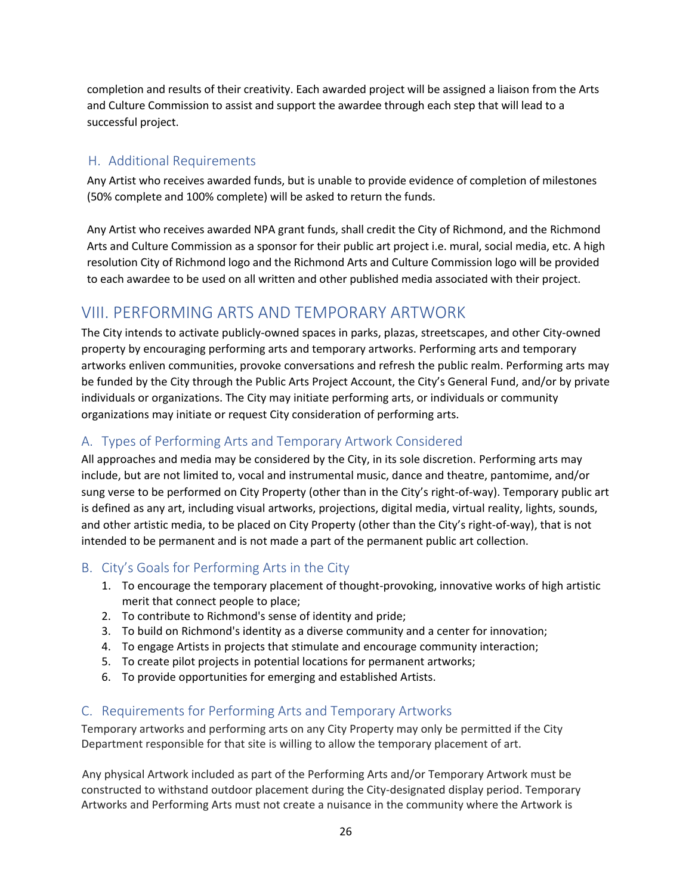completion and results of their creativity. Each awarded project will be assigned a liaison from the Arts and Culture Commission to assist and support the awardee through each step that will lead to a successful project.

### H. Additional Requirements

Any Artist who receives awarded funds, but is unable to provide evidence of completion of milestones (50% complete and 100% complete) will be asked to return the funds.

Any Artist who receives awarded NPA grant funds, shall credit the City of Richmond, and the Richmond Arts and Culture Commission as a sponsor for their public art project i.e. mural, social media, etc. A high resolution City of Richmond logo and the Richmond Arts and Culture Commission logo will be provided to each awardee to be used on all written and other published media associated with their project.

## VIII. PERFORMING ARTS AND TEMPORARY ARTWORK

The City intends to activate publicly-owned spaces in parks, plazas, streetscapes, and other City-owned property by encouraging performing arts and temporary artworks. Performing arts and temporary artworks enliven communities, provoke conversations and refresh the public realm. Performing arts may be funded by the City through the Public Arts Project Account, the City's General Fund, and/or by private individuals or organizations. The City may initiate performing arts, or individuals or community organizations may initiate or request City consideration of performing arts.

### A. Types of Performing Arts and Temporary Artwork Considered

All approaches and media may be considered by the City, in its sole discretion. Performing arts may include, but are not limited to, vocal and instrumental music, dance and theatre, pantomime, and/or sung verse to be performed on City Property (other than in the City's right-of-way). Temporary public art is defined as any art, including visual artworks, projections, digital media, virtual reality, lights, sounds, and other artistic media, to be placed on City Property (other than the City's right-of-way), that is not intended to be permanent and is not made a part of the permanent public art collection.

### B. City's Goals for Performing Arts in the City

1. To encourage the temporary placement of thought-provoking, innovative works of high artistic merit that connect people to place;
2. To contribute to Richmond's sense of identity and pride;
3. To build on Richmond's identity as a diverse community and a center for innovation;
4. To engage Artists in projects that stimulate and encourage community interaction;
5. To create pilot projects in potential locations for permanent artworks;
6. To provide opportunities for emerging and established Artists.

### C. Requirements for Performing Arts and Temporary Artworks

Temporary artworks and performing arts on any City Property may only be permitted if the City Department responsible for that site is willing to allow the temporary placement of art.

Any physical Artwork included as part of the Performing Arts and/or Temporary Artwork must be constructed to withstand outdoor placement during the City-designated display period. Temporary Artworks and Performing Arts must not create a nuisance in the community where the Artwork is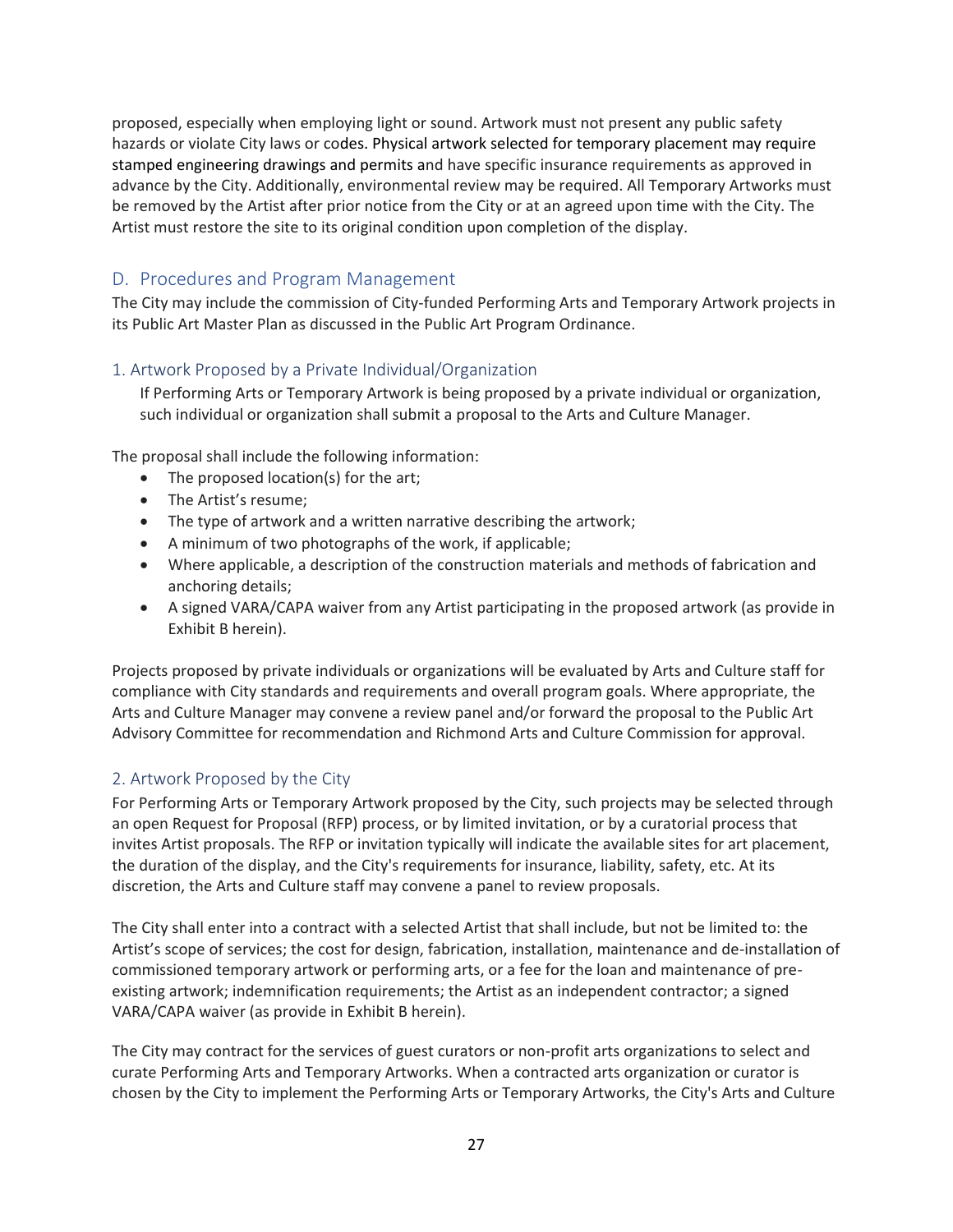proposed, especially when employing light or sound. Artwork must not present any public safety hazards or violate City laws or codes. Physical artwork selected for temporary placement may require stamped engineering drawings and permits and have specific insurance requirements as approved in advance by the City. Additionally, environmental review may be required. All Temporary Artworks must be removed by the Artist after prior notice from the City or at an agreed upon time with the City. The Artist must restore the site to its original condition upon completion of the display.

## D. Procedures and Program Management

The City may include the commission of City-funded Performing Arts and Temporary Artwork projects in its Public Art Master Plan as discussed in the Public Art Program Ordinance.

### 1. Artwork Proposed by a Private Individual/Organization

If Performing Arts or Temporary Artwork is being proposed by a private individual or organization, such individual or organization shall submit a proposal to the Arts and Culture Manager.

The proposal shall include the following information:

- The proposed location(s) for the art;
- The Artist's resume;
- The type of artwork and a written narrative describing the artwork;
- A minimum of two photographs of the work, if applicable;
- Where applicable, a description of the construction materials and methods of fabrication and anchoring details;
- A signed VARA/CAPA waiver from any Artist participating in the proposed artwork (as provide in Exhibit B herein).

Projects proposed by private individuals or organizations will be evaluated by Arts and Culture staff for compliance with City standards and requirements and overall program goals. Where appropriate, the Arts and Culture Manager may convene a review panel and/or forward the proposal to the Public Art Advisory Committee for recommendation and Richmond Arts and Culture Commission for approval.

### 2. Artwork Proposed by the City

For Performing Arts or Temporary Artwork proposed by the City, such projects may be selected through an open Request for Proposal (RFP) process, or by limited invitation, or by a curatorial process that invites Artist proposals. The RFP or invitation typically will indicate the available sites for art placement, the duration of the display, and the City's requirements for insurance, liability, safety, etc. At its discretion, the Arts and Culture staff may convene a panel to review proposals.

The City shall enter into a contract with a selected Artist that shall include, but not be limited to: the Artist's scope of services; the cost for design, fabrication, installation, maintenance and de-installation of commissioned temporary artwork or performing arts, or a fee for the loan and maintenance of pre-existing artwork; indemnification requirements; the Artist as an independent contractor; a signed VARA/CAPA waiver (as provide in Exhibit B herein).

The City may contract for the services of guest curators or non-profit arts organizations to select and curate Performing Arts and Temporary Artworks. When a contracted arts organization or curator is chosen by the City to implement the Performing Arts or Temporary Artworks, the City's Arts and Culture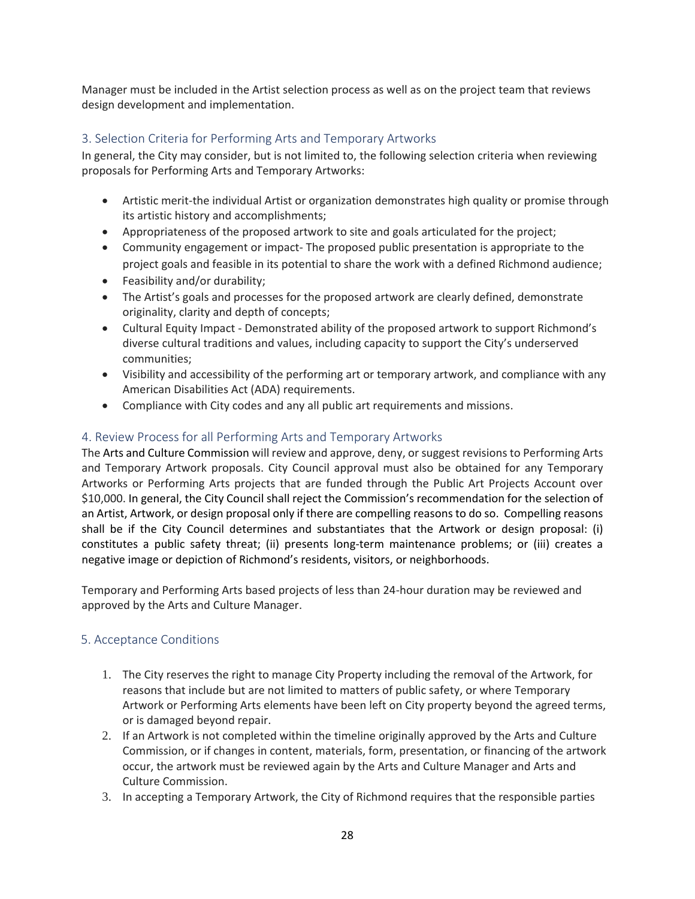Manager must be included in the Artist selection process as well as on the project team that reviews design development and implementation.

### 3. Selection Criteria for Performing Arts and Temporary Artworks

In general, the City may consider, but is not limited to, the following selection criteria when reviewing proposals for Performing Arts and Temporary Artworks:

- Artistic merit-the individual Artist or organization demonstrates high quality or promise through its artistic history and accomplishments;
- Appropriateness of the proposed artwork to site and goals articulated for the project;
- Community engagement or impact- The proposed public presentation is appropriate to the project goals and feasible in its potential to share the work with a defined Richmond audience;
- Feasibility and/or durability;
- The Artist's goals and processes for the proposed artwork are clearly defined, demonstrate originality, clarity and depth of concepts;
- Cultural Equity Impact - Demonstrated ability of the proposed artwork to support Richmond's diverse cultural traditions and values, including capacity to support the City's underserved communities;
- Visibility and accessibility of the performing art or temporary artwork, and compliance with any American Disabilities Act (ADA) requirements.
- Compliance with City codes and any all public art requirements and missions.

### 4. Review Process for all Performing Arts and Temporary Artworks

The Arts and Culture Commission will review and approve, deny, or suggest revisions to Performing Arts and Temporary Artwork proposals. City Council approval must also be obtained for any Temporary Artworks or Performing Arts projects that are funded through the Public Art Projects Account over $10,000. In general, the City Council shall reject the Commission's recommendation for the selection of an Artist, Artwork, or design proposal only if there are compelling reasons to do so. Compelling reasons shall be if the City Council determines and substantiates that the Artwork or design proposal: (i) constitutes a public safety threat; (ii) presents long-term maintenance problems; or (iii) creates a negative image or depiction of Richmond's residents, visitors, or neighborhoods.

Temporary and Performing Arts based projects of less than 24-hour duration may be reviewed and approved by the Arts and Culture Manager.

### 5. Acceptance Conditions

1. The City reserves the right to manage City Property including the removal of the Artwork, for reasons that include but are not limited to matters of public safety, or where Temporary Artwork or Performing Arts elements have been left on City property beyond the agreed terms, or is damaged beyond repair.
2. If an Artwork is not completed within the timeline originally approved by the Arts and Culture Commission, or if changes in content, materials, form, presentation, or financing of the artwork occur, the artwork must be reviewed again by the Arts and Culture Manager and Arts and Culture Commission.
3. In accepting a Temporary Artwork, the City of Richmond requires that the responsible parties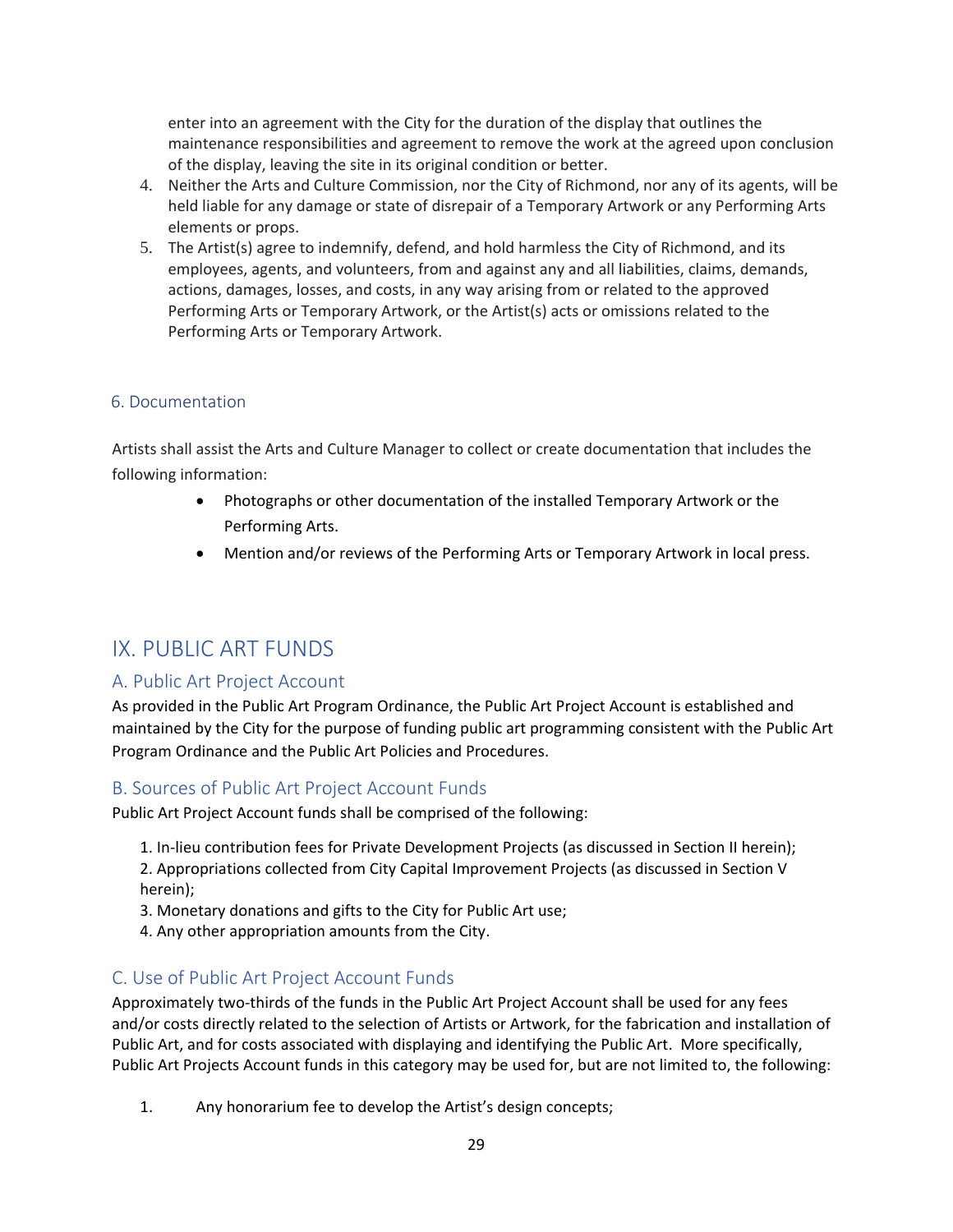enter into an agreement with the City for the duration of the display that outlines the maintenance responsibilities and agreement to remove the work at the agreed upon conclusion of the display, leaving the site in its original condition or better.

4. Neither the Arts and Culture Commission, nor the City of Richmond, nor any of its agents, will be held liable for any damage or state of disrepair of a Temporary Artwork or any Performing Arts elements or props.
5. The Artist(s) agree to indemnify, defend, and hold harmless the City of Richmond, and its employees, agents, and volunteers, from and against any and all liabilities, claims, demands, actions, damages, losses, and costs, in any way arising from or related to the approved Performing Arts or Temporary Artwork, or the Artist(s) acts or omissions related to the Performing Arts or Temporary Artwork.

### 6. Documentation

Artists shall assist the Arts and Culture Manager to collect or create documentation that includes the following information:

- Photographs or other documentation of the installed Temporary Artwork or the Performing Arts.
- Mention and/or reviews of the Performing Arts or Temporary Artwork in local press.

# IX. PUBLIC ART FUNDS

## A. Public Art Project Account

As provided in the Public Art Program Ordinance, the Public Art Project Account is established and maintained by the City for the purpose of funding public art programming consistent with the Public Art Program Ordinance and the Public Art Policies and Procedures.

## B. Sources of Public Art Project Account Funds

Public Art Project Account funds shall be comprised of the following:

1. In-lieu contribution fees for Private Development Projects (as discussed in Section II herein);
2. Appropriations collected from City Capital Improvement Projects (as discussed in Section V herein);
3. Monetary donations and gifts to the City for Public Art use;
4. Any other appropriation amounts from the City.

## C. Use of Public Art Project Account Funds

Approximately two-thirds of the funds in the Public Art Project Account shall be used for any fees and/or costs directly related to the selection of Artists or Artwork, for the fabrication and installation of Public Art, and for costs associated with displaying and identifying the Public Art. More specifically, Public Art Projects Account funds in this category may be used for, but are not limited to, the following:

1. Any honorarium fee to develop the Artist's design concepts;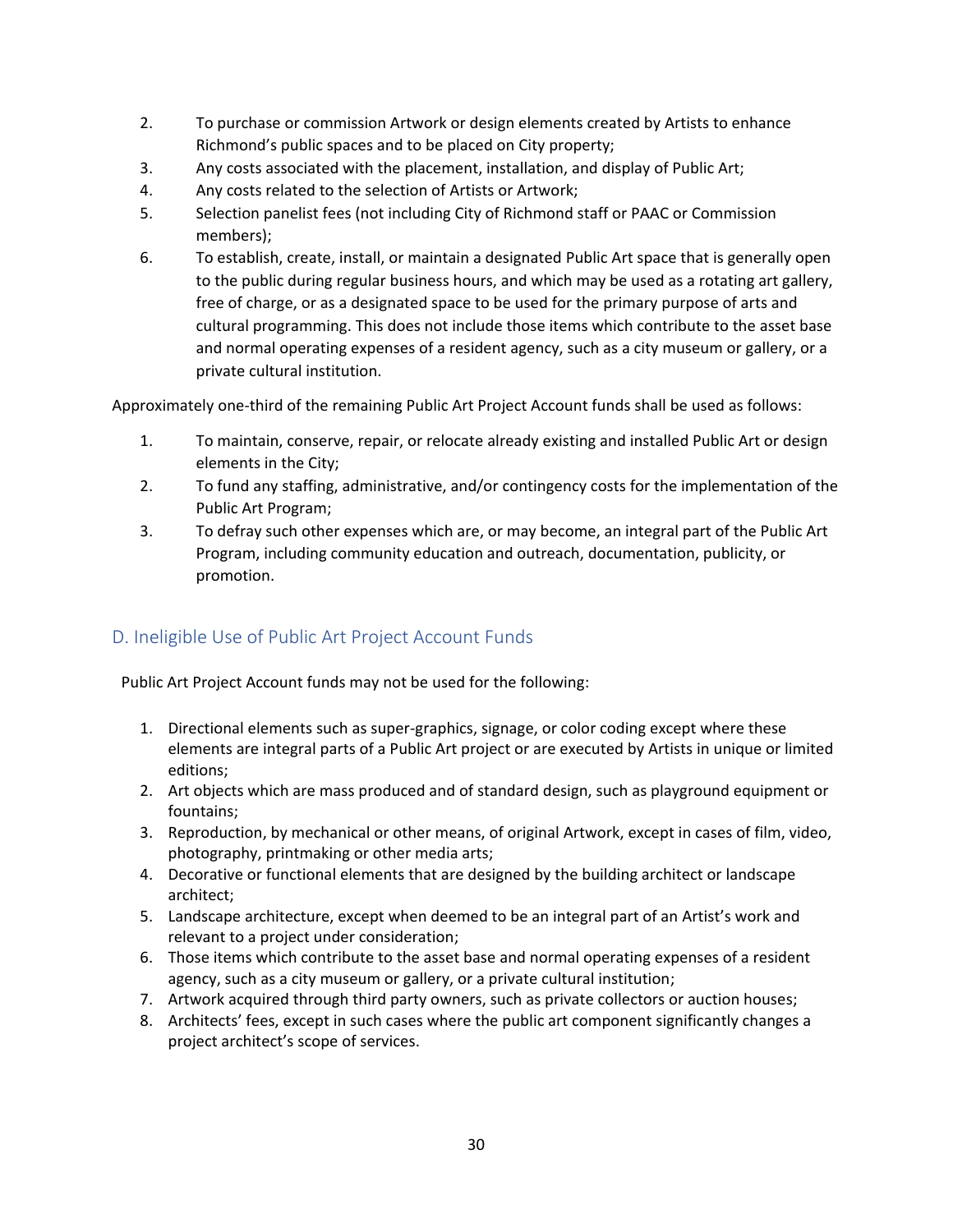2. To purchase or commission Artwork or design elements created by Artists to enhance Richmond's public spaces and to be placed on City property;
3. Any costs associated with the placement, installation, and display of Public Art;
4. Any costs related to the selection of Artists or Artwork;
5. Selection panelist fees (not including City of Richmond staff or PAAC or Commission members);
6. To establish, create, install, or maintain a designated Public Art space that is generally open to the public during regular business hours, and which may be used as a rotating art gallery, free of charge, or as a designated space to be used for the primary purpose of arts and cultural programming. This does not include those items which contribute to the asset base and normal operating expenses of a resident agency, such as a city museum or gallery, or a private cultural institution.

Approximately one-third of the remaining Public Art Project Account funds shall be used as follows:

1. To maintain, conserve, repair, or relocate already existing and installed Public Art or design elements in the City;
2. To fund any staffing, administrative, and/or contingency costs for the implementation of the Public Art Program;
3. To defray such other expenses which are, or may become, an integral part of the Public Art Program, including community education and outreach, documentation, publicity, or promotion.

## D. Ineligible Use of Public Art Project Account Funds

Public Art Project Account funds may not be used for the following:

1. Directional elements such as super-graphics, signage, or color coding except where these elements are integral parts of a Public Art project or are executed by Artists in unique or limited editions;
2. Art objects which are mass produced and of standard design, such as playground equipment or fountains;
3. Reproduction, by mechanical or other means, of original Artwork, except in cases of film, video, photography, printmaking or other media arts;
4. Decorative or functional elements that are designed by the building architect or landscape architect;
5. Landscape architecture, except when deemed to be an integral part of an Artist's work and relevant to a project under consideration;
6. Those items which contribute to the asset base and normal operating expenses of a resident agency, such as a city museum or gallery, or a private cultural institution;
7. Artwork acquired through third party owners, such as private collectors or auction houses;
8. Architects' fees, except in such cases where the public art component significantly changes a project architect's scope of services.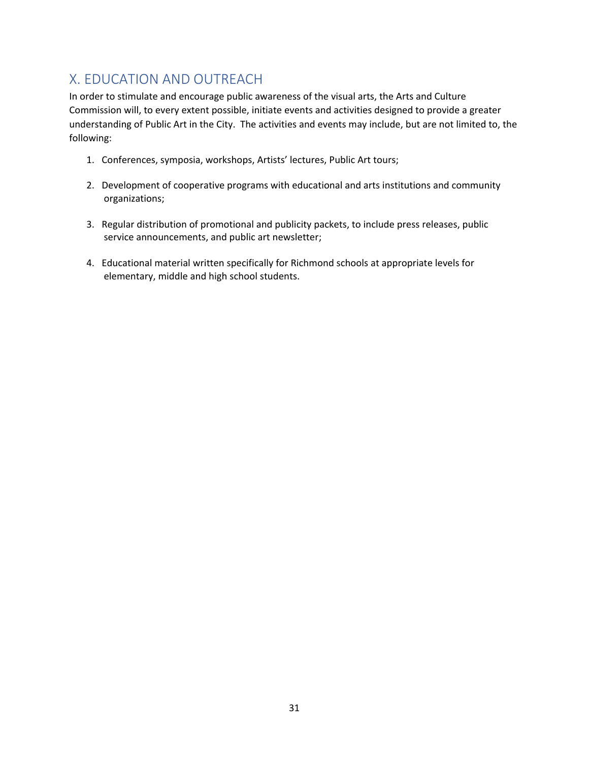## X. EDUCATION AND OUTREACH

In order to stimulate and encourage public awareness of the visual arts, the Arts and Culture Commission will, to every extent possible, initiate events and activities designed to provide a greater understanding of Public Art in the City. The activities and events may include, but are not limited to, the following:

1. Conferences, symposia, workshops, Artists' lectures, Public Art tours;

2. Development of cooperative programs with educational and arts institutions and community organizations;

3. Regular distribution of promotional and publicity packets, to include press releases, public service announcements, and public art newsletter;

4. Educational material written specifically for Richmond schools at appropriate levels for elementary, middle and high school students.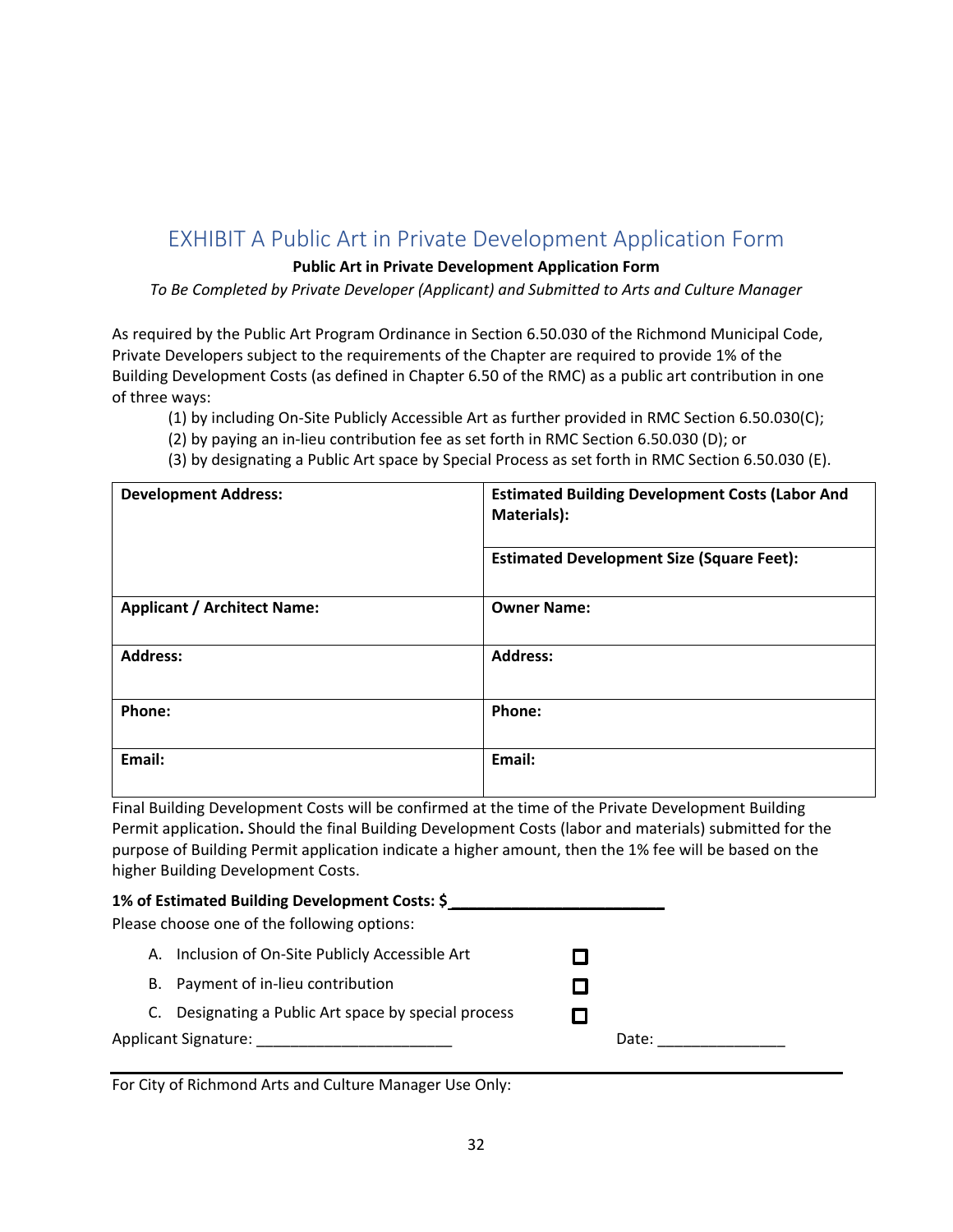# EXHIBIT A Public Art in Private Development Application Form

**Public Art in Private Development Application Form**

*To Be Completed by Private Developer (Applicant) and Submitted to Arts and Culture Manager*

As required by the Public Art Program Ordinance in Section 6.50.030 of the Richmond Municipal Code, Private Developers subject to the requirements of the Chapter are required to provide 1% of the Building Development Costs (as defined in Chapter 6.50 of the RMC) as a public art contribution in one of three ways:

(1) by including On-Site Publicly Accessible Art as further provided in RMC Section 6.50.030(C);
(2) by paying an in-lieu contribution fee as set forth in RMC Section 6.50.030 (D); or
(3) by designating a Public Art space by Special Process as set forth in RMC Section 6.50.030 (E).

| **Development Address:** | **Estimated Building Development Costs (Labor And Materials):** |
|---|---|
| | **Estimated Development Size (Square Feet):** |
| **Applicant / Architect Name:** | **Owner Name:** |
| **Address:** | **Address:** |
| **Phone:** | **Phone:** |
| **Email:** | **Email:** |

Final Building Development Costs will be confirmed at the time of the Private Development Building Permit application**.** Should the final Building Development Costs (labor and materials) submitted for the purpose of Building Permit application indicate a higher amount, then the 1% fee will be based on the higher Building Development Costs.

**1% of Estimated Building Development Costs: $\_\_\_\_\_\_\_\_\_\_\_\_\_\_\_\_\_\_\_\_\_\_\_\_\_\_**

Please choose one of the following options:

A. Inclusion of On-Site Publicly Accessible Art ☐
B. Payment of in-lieu contribution ☐
C. Designating a Public Art space by special process ☐

Applicant Signature: \_\_\_\_\_\_\_\_\_\_\_\_\_\_\_\_\_\_\_\_\_\_\_\_ Date: \_\_\_\_\_\_\_\_\_\_\_\_\_\_\_\_

---

For City of Richmond Arts and Culture Manager Use Only: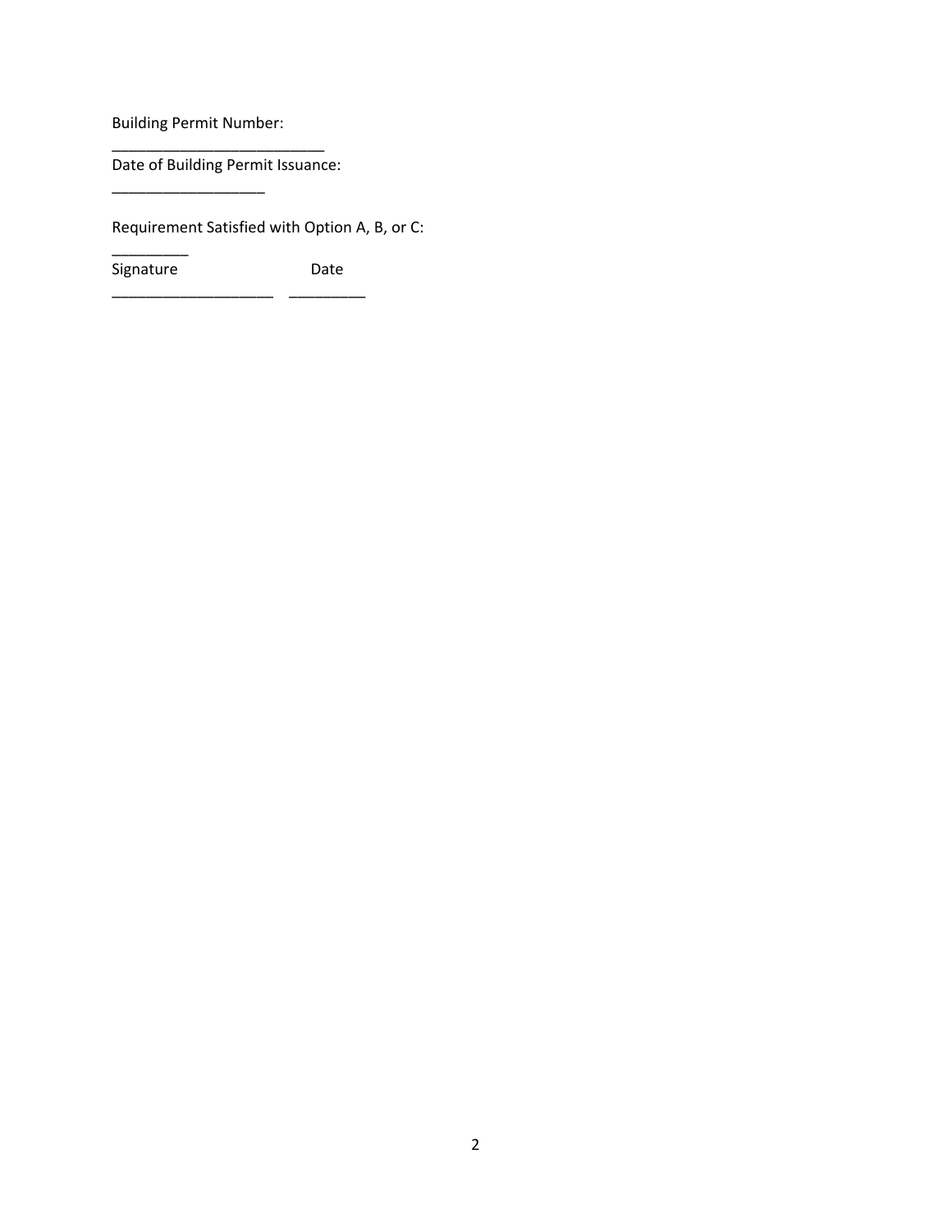Building Permit Number:
_________________________

Date of Building Permit Issuance:
__________________

Requirement Satisfied with Option A, B, or C:
_________

Signature                                   Date

___________________    _________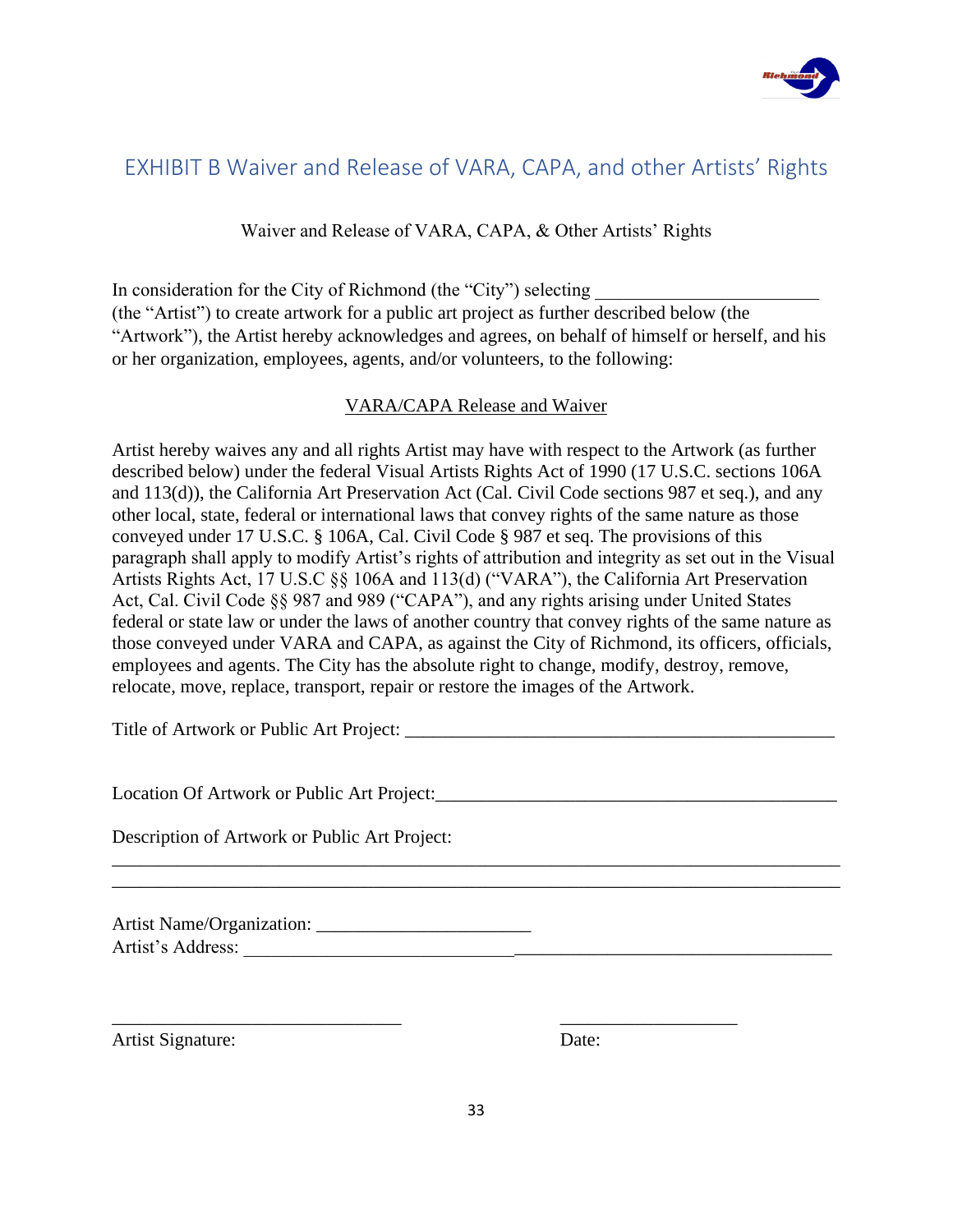# EXHIBIT B Waiver and Release of VARA, CAPA, and other Artists' Rights

Waiver and Release of VARA, CAPA, & Other Artists' Rights

In consideration for the City of Richmond (the "City") selecting ________________________ (the "Artist") to create artwork for a public art project as further described below (the "Artwork"), the Artist hereby acknowledges and agrees, on behalf of himself or herself, and his or her organization, employees, agents, and/or volunteers, to the following:

<u>VARA/CAPA Release and Waiver</u>

Artist hereby waives any and all rights Artist may have with respect to the Artwork (as further described below) under the federal Visual Artists Rights Act of 1990 (17 U.S.C. sections 106A and 113(d)), the California Art Preservation Act (Cal. Civil Code sections 987 et seq.), and any other local, state, federal or international laws that convey rights of the same nature as those conveyed under 17 U.S.C. § 106A, Cal. Civil Code § 987 et seq. The provisions of this paragraph shall apply to modify Artist's rights of attribution and integrity as set out in the Visual Artists Rights Act, 17 U.S.C §§ 106A and 113(d) ("VARA"), the California Art Preservation Act, Cal. Civil Code §§ 987 and 989 ("CAPA"), and any rights arising under United States federal or state law or under the laws of another country that convey rights of the same nature as those conveyed under VARA and CAPA, as against the City of Richmond, its officers, officials, employees and agents. The City has the absolute right to change, modify, destroy, remove, relocate, move, replace, transport, repair or restore the images of the Artwork.

Title of Artwork or Public Art Project: ______________________________________________

Location Of Artwork or Public Art Project:___________________________________________

Description of Artwork or Public Art Project:

______________________________________________________________________________

______________________________________________________________________________

Artist Name/Organization: _______________________

Artist's Address: ____________________________________________________________

_______________________________ ___________________

Artist Signature: Date: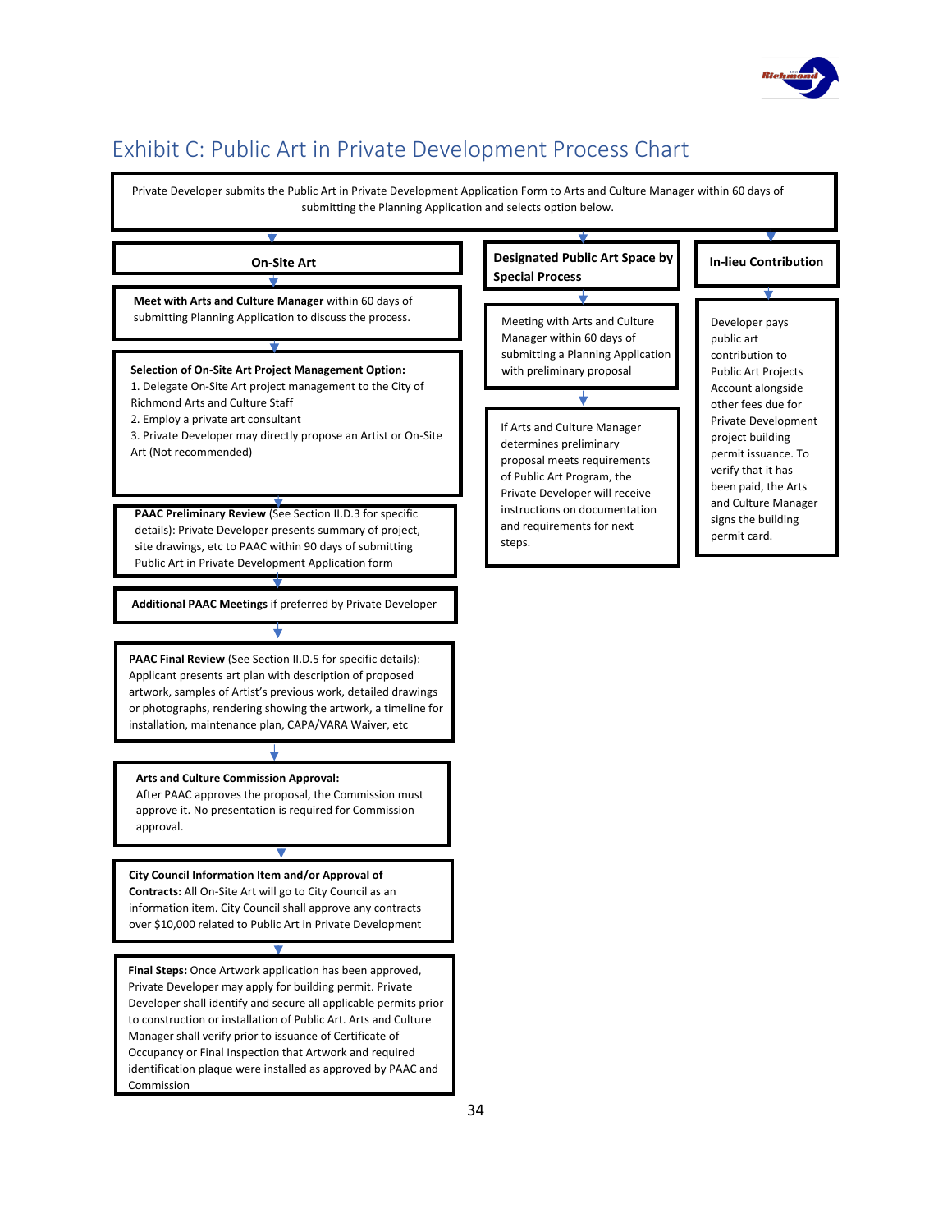# Exhibit C: Public Art in Private Development Process Chart

Private Developer submits the Public Art in Private Development Application Form to Arts and Culture Manager within 60 days of submitting the Planning Application and selects option below.

## On-Site Art

**Meet with Arts and Culture Manager** within 60 days of submitting Planning Application to discuss the process.

**Selection of On-Site Art Project Management Option:**

1. Delegate On-Site Art project management to the City of Richmond Arts and Culture Staff
2. Employ a private art consultant
3. Private Developer may directly propose an Artist or On-Site Art (Not recommended)

**PAAC Preliminary Review** (See Section II.D.3 for specific details): Private Developer presents summary of project, site drawings, etc to PAAC within 90 days of submitting Public Art in Private Development Application form

**Additional PAAC Meetings** if preferred by Private Developer

**PAAC Final Review** (See Section II.D.5 for specific details): Applicant presents art plan with description of proposed artwork, samples of Artist's previous work, detailed drawings or photographs, rendering showing the artwork, a timeline for installation, maintenance plan, CAPA/VARA Waiver, etc

**Arts and Culture Commission Approval:** After PAAC approves the proposal, the Commission must approve it. No presentation is required for Commission approval.

**City Council Information Item and/or Approval of Contracts:** All On-Site Art will go to City Council as an information item. City Council shall approve any contracts over $10,000 related to Public Art in Private Development

**Final Steps:** Once Artwork application has been approved, Private Developer may apply for building permit. Private Developer shall identify and secure all applicable permits prior to construction or installation of Public Art. Arts and Culture Manager shall verify prior to issuance of Certificate of Occupancy or Final Inspection that Artwork and required identification plaque were installed as approved by PAAC and Commission

## Designated Public Art Space by Special Process

Meeting with Arts and Culture Manager within 60 days of submitting a Planning Application with preliminary proposal

If Arts and Culture Manager determines preliminary proposal meets requirements of Public Art Program, the Private Developer will receive instructions on documentation and requirements for next steps.

## In-lieu Contribution

Developer pays public art contribution to Public Art Projects Account alongside other fees due for Private Development project building permit issuance. To verify that it has been paid, the Arts and Culture Manager signs the building permit card.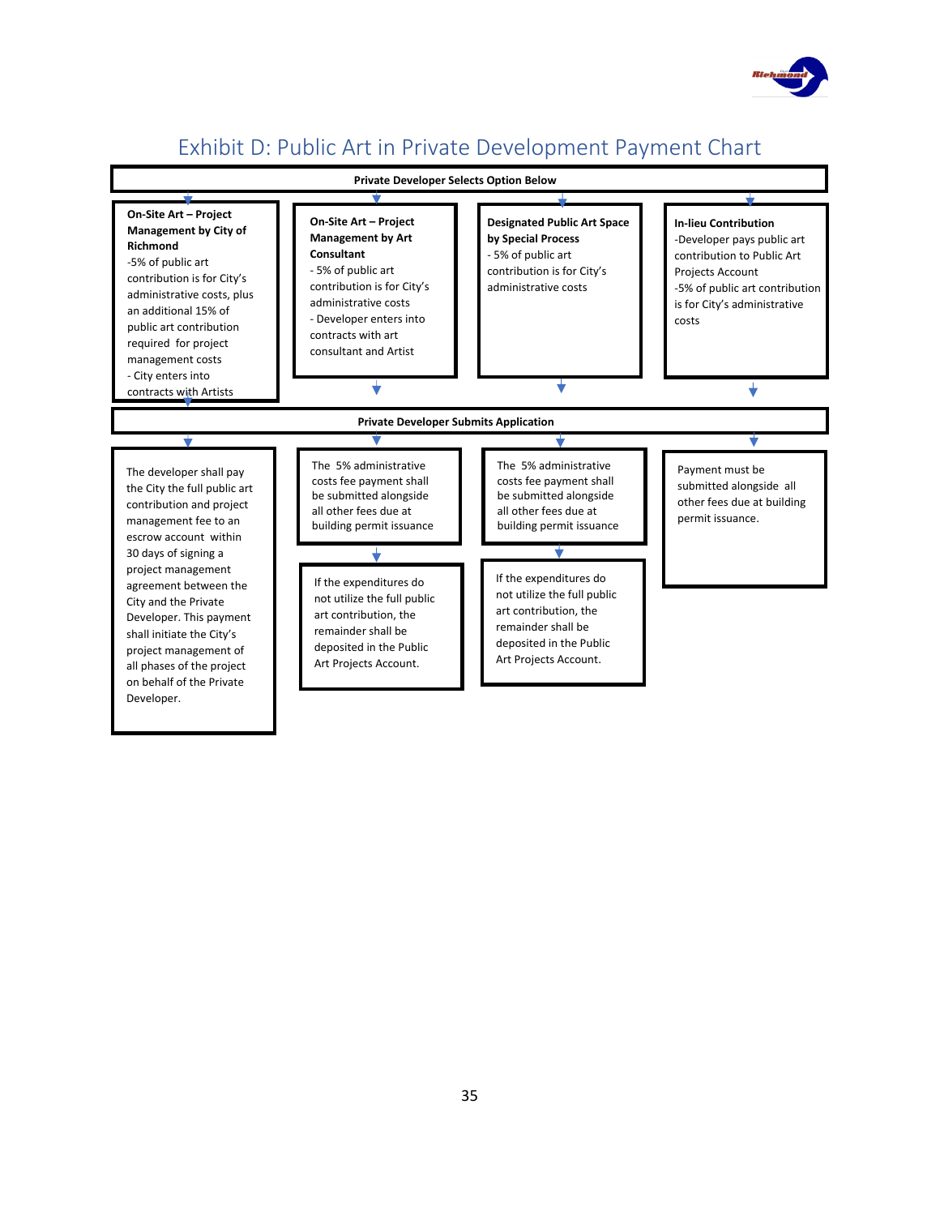# Exhibit D: Public Art in Private Development Payment Chart

**Private Developer Selects Option Below**

**On-Site Art – Project Management by City of Richmond**
-5% of public art contribution is for City's administrative costs, plus an additional 15% of public art contribution required for project management costs
- City enters into contracts with Artists

**On-Site Art – Project Management by Art Consultant**
- 5% of public art contribution is for City's administrative costs
- Developer enters into contracts with art consultant and Artist

**Designated Public Art Space by Special Process**
- 5% of public art contribution is for City's administrative costs

**In-lieu Contribution**
-Developer pays public art contribution to Public Art Projects Account
-5% of public art contribution is for City's administrative costs

**Private Developer Submits Application**

**On-Site Art – Project Management by City of Richmond:**

The developer shall pay the City the full public art contribution and project management fee to an escrow account within 30 days of signing a project management agreement between the City and the Private Developer. This payment shall initiate the City's project management of all phases of the project on behalf of the Private Developer.

**On-Site Art – Project Management by Art Consultant:**

The 5% administrative costs fee payment shall be submitted alongside all other fees due at building permit issuance

If the expenditures do not utilize the full public art contribution, the remainder shall be deposited in the Public Art Projects Account.

**Designated Public Art Space by Special Process:**

The 5% administrative costs fee payment shall be submitted alongside all other fees due at building permit issuance

If the expenditures do not utilize the full public art contribution, the remainder shall be deposited in the Public Art Projects Account.

**In-lieu Contribution:**

Payment must be submitted alongside all other fees due at building permit issuance.